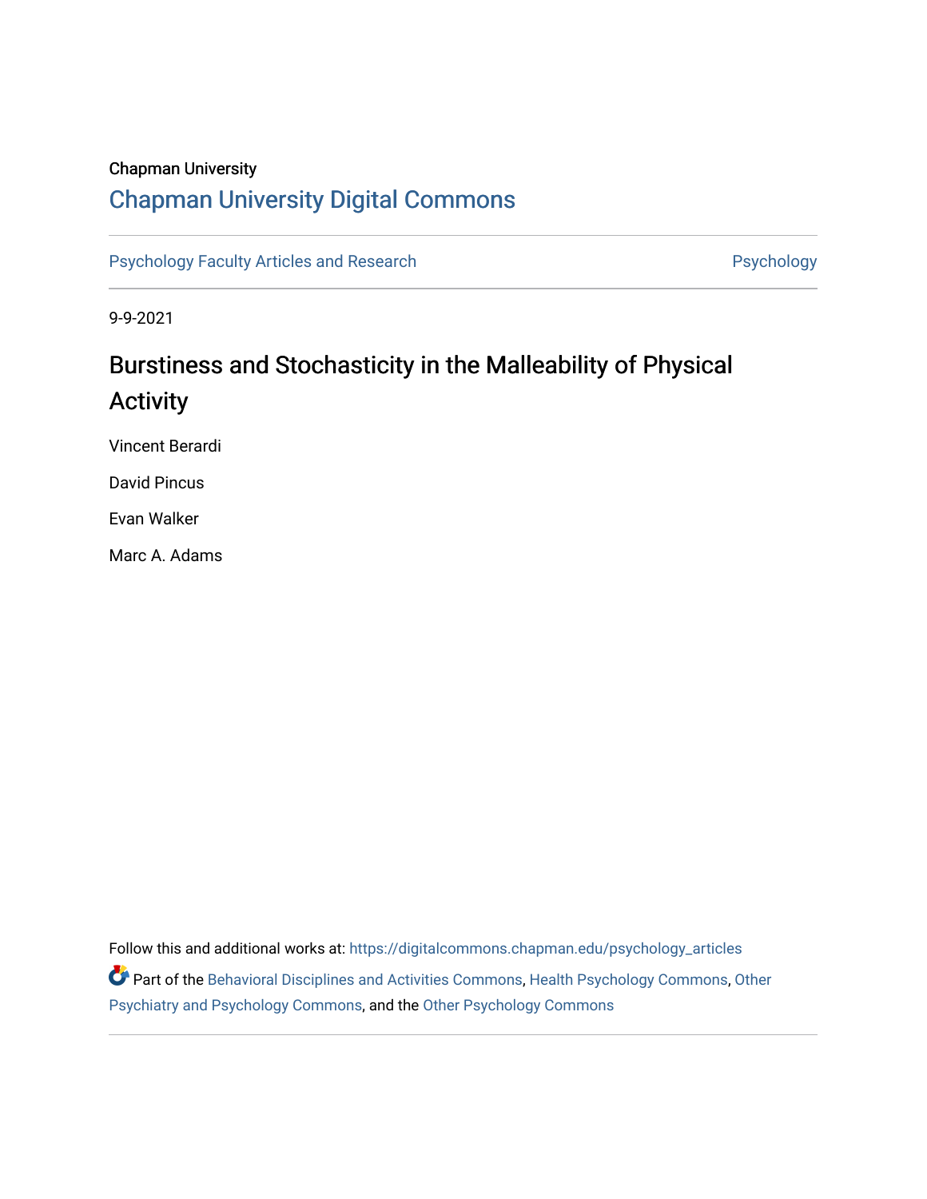Chapman University

## Chapman University Digital Commons

Psychology Faculty Articles and Research | Psychology

9-9-2021

# Burstiness and Stochasticity in the Malleability of Physical Activity

Vincent Berardi

David Pincus

Evan Walker

Marc A. Adams

Follow this and additional works at: https://digitalcommons.chapman.edu/psychology_articles

Part of the Behavioral Disciplines and Activities Commons, Health Psychology Commons, Other Psychiatry and Psychology Commons, and the Other Psychology Commons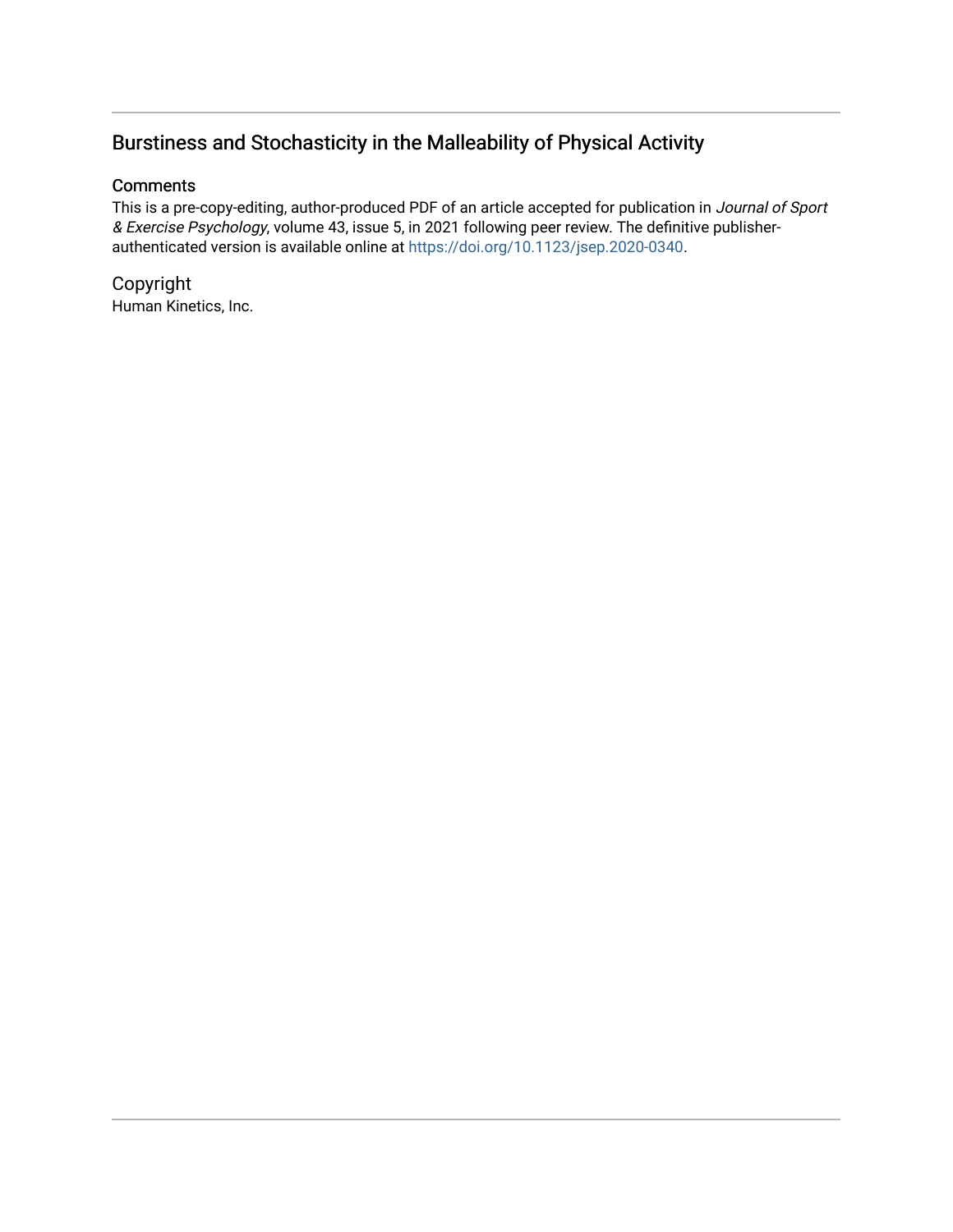# Burstiness and Stochasticity in the Malleability of Physical Activity

## Comments

This is a pre-copy-editing, author-produced PDF of an article accepted for publication in *Journal of Sport & Exercise Psychology*, volume 43, issue 5, in 2021 following peer review. The definitive publisher-authenticated version is available online at https://doi.org/10.1123/jsep.2020-0340.

## Copyright

Human Kinetics, Inc.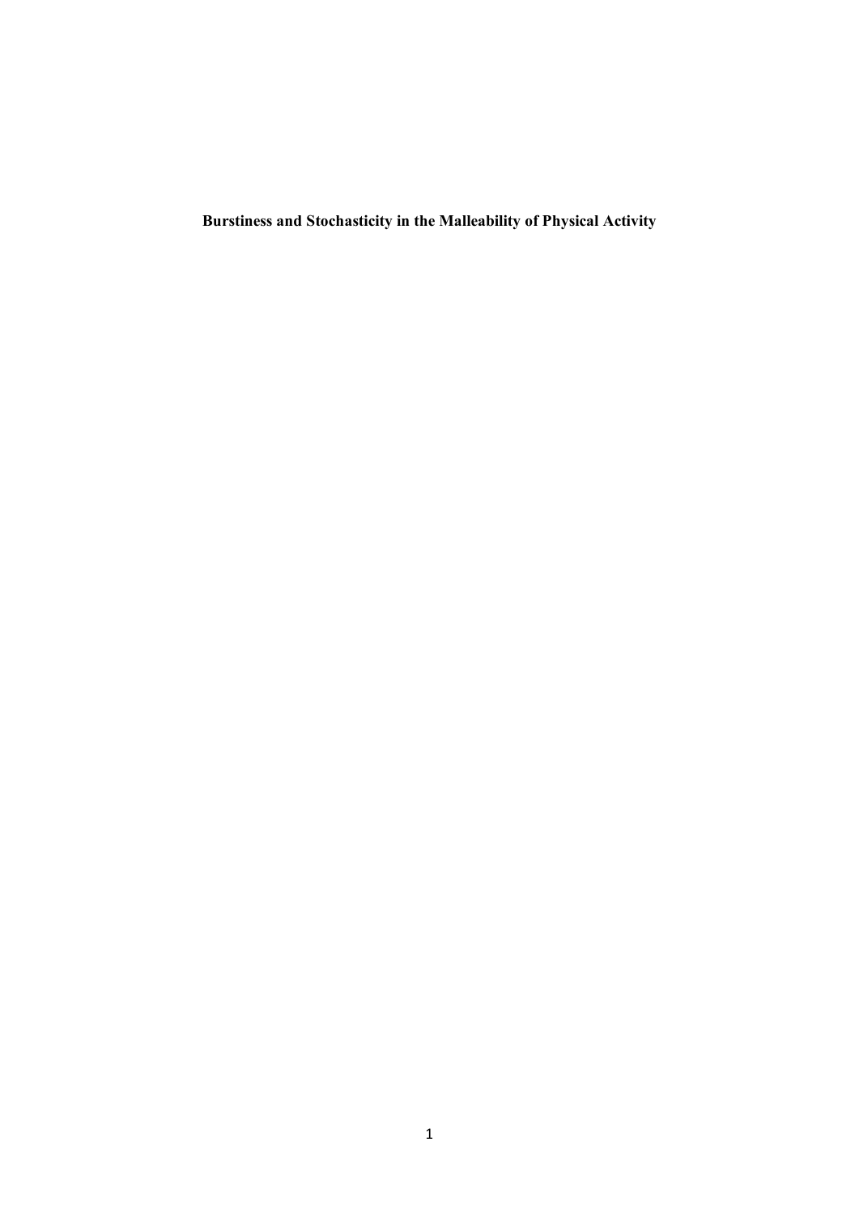**Burstiness and Stochasticity in the Malleability of Physical Activity**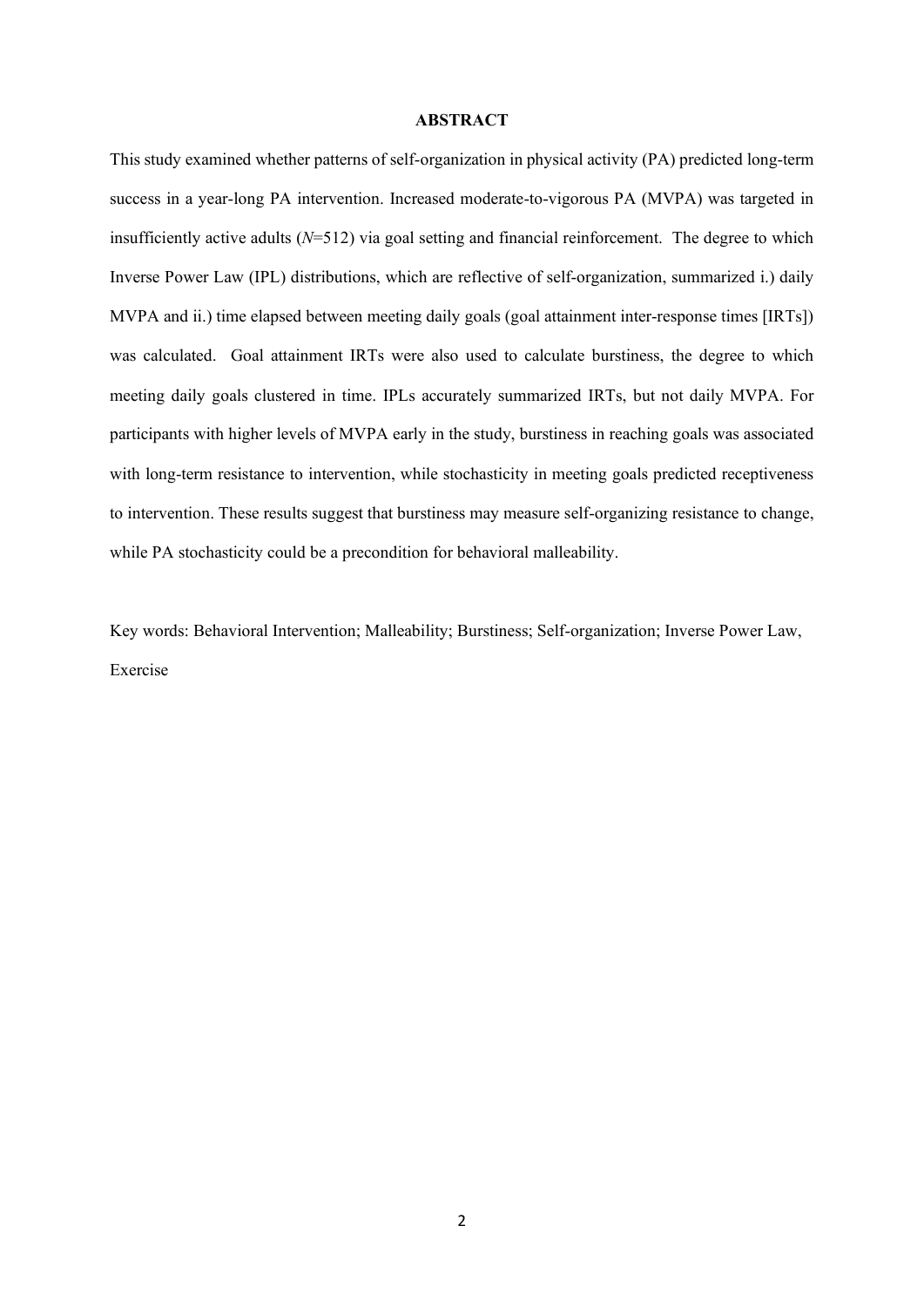## ABSTRACT

This study examined whether patterns of self-organization in physical activity (PA) predicted long-term success in a year-long PA intervention. Increased moderate-to-vigorous PA (MVPA) was targeted in insufficiently active adults ($N$=512) via goal setting and financial reinforcement. The degree to which Inverse Power Law (IPL) distributions, which are reflective of self-organization, summarized i.) daily MVPA and ii.) time elapsed between meeting daily goals (goal attainment inter-response times [IRTs]) was calculated. Goal attainment IRTs were also used to calculate burstiness, the degree to which meeting daily goals clustered in time. IPLs accurately summarized IRTs, but not daily MVPA. For participants with higher levels of MVPA early in the study, burstiness in reaching goals was associated with long-term resistance to intervention, while stochasticity in meeting goals predicted receptiveness to intervention. These results suggest that burstiness may measure self-organizing resistance to change, while PA stochasticity could be a precondition for behavioral malleability.

Key words: Behavioral Intervention; Malleability; Burstiness; Self-organization; Inverse Power Law, Exercise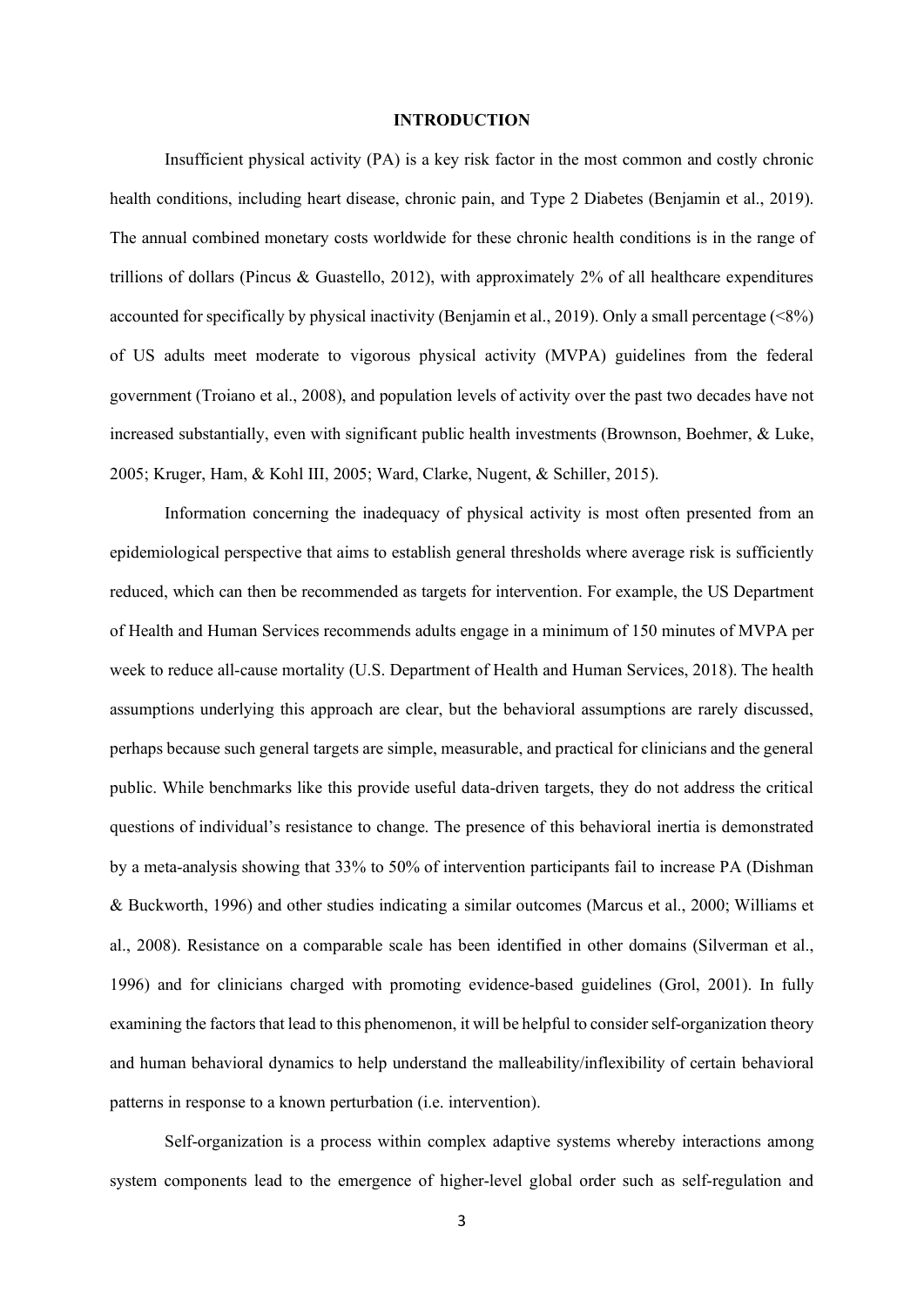# INTRODUCTION

Insufficient physical activity (PA) is a key risk factor in the most common and costly chronic health conditions, including heart disease, chronic pain, and Type 2 Diabetes (Benjamin et al., 2019). The annual combined monetary costs worldwide for these chronic health conditions is in the range of trillions of dollars (Pincus & Guastello, 2012), with approximately 2% of all healthcare expenditures accounted for specifically by physical inactivity (Benjamin et al., 2019). Only a small percentage (<8%) of US adults meet moderate to vigorous physical activity (MVPA) guidelines from the federal government (Troiano et al., 2008), and population levels of activity over the past two decades have not increased substantially, even with significant public health investments (Brownson, Boehmer, & Luke, 2005; Kruger, Ham, & Kohl III, 2005; Ward, Clarke, Nugent, & Schiller, 2015).

Information concerning the inadequacy of physical activity is most often presented from an epidemiological perspective that aims to establish general thresholds where average risk is sufficiently reduced, which can then be recommended as targets for intervention. For example, the US Department of Health and Human Services recommends adults engage in a minimum of 150 minutes of MVPA per week to reduce all-cause mortality (U.S. Department of Health and Human Services, 2018). The health assumptions underlying this approach are clear, but the behavioral assumptions are rarely discussed, perhaps because such general targets are simple, measurable, and practical for clinicians and the general public. While benchmarks like this provide useful data-driven targets, they do not address the critical questions of individual's resistance to change. The presence of this behavioral inertia is demonstrated by a meta-analysis showing that 33% to 50% of intervention participants fail to increase PA (Dishman & Buckworth, 1996) and other studies indicating a similar outcomes (Marcus et al., 2000; Williams et al., 2008). Resistance on a comparable scale has been identified in other domains (Silverman et al., 1996) and for clinicians charged with promoting evidence-based guidelines (Grol, 2001). In fully examining the factors that lead to this phenomenon, it will be helpful to consider self-organization theory and human behavioral dynamics to help understand the malleability/inflexibility of certain behavioral patterns in response to a known perturbation (i.e. intervention).

Self-organization is a process within complex adaptive systems whereby interactions among system components lead to the emergence of higher-level global order such as self-regulation and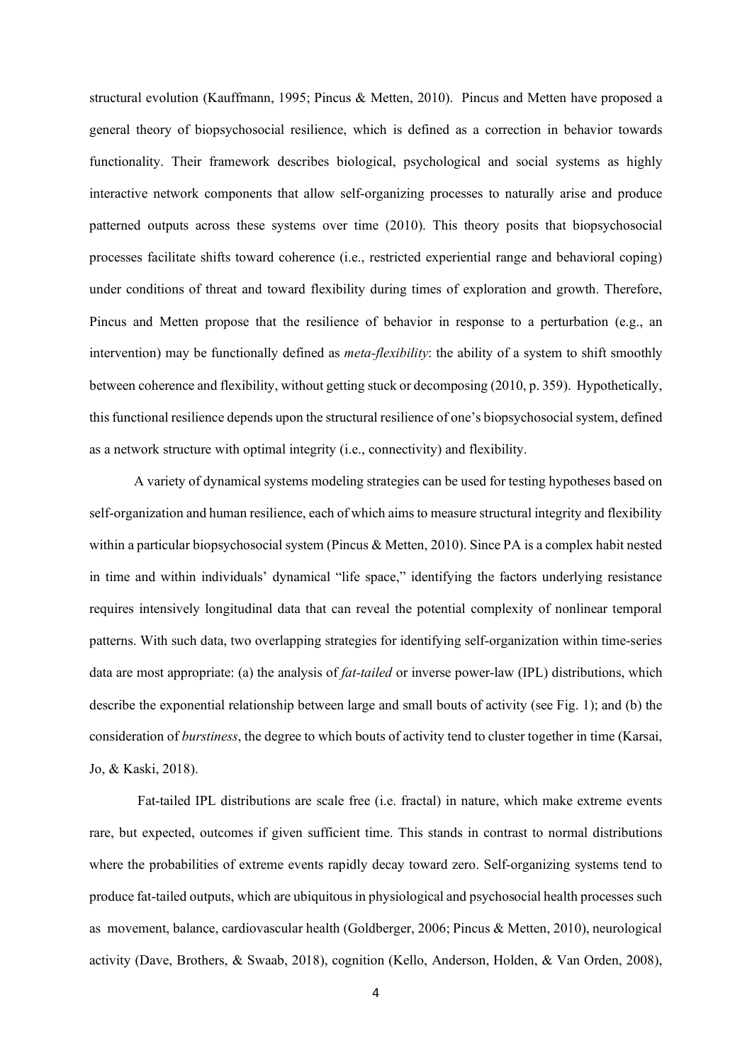structural evolution (Kauffmann, 1995; Pincus & Metten, 2010). Pincus and Metten have proposed a general theory of biopsychosocial resilience, which is defined as a correction in behavior towards functionality. Their framework describes biological, psychological and social systems as highly interactive network components that allow self-organizing processes to naturally arise and produce patterned outputs across these systems over time (2010). This theory posits that biopsychosocial processes facilitate shifts toward coherence (i.e., restricted experiential range and behavioral coping) under conditions of threat and toward flexibility during times of exploration and growth. Therefore, Pincus and Metten propose that the resilience of behavior in response to a perturbation (e.g., an intervention) may be functionally defined as *meta-flexibility*: the ability of a system to shift smoothly between coherence and flexibility, without getting stuck or decomposing (2010, p. 359). Hypothetically, this functional resilience depends upon the structural resilience of one's biopsychosocial system, defined as a network structure with optimal integrity (i.e., connectivity) and flexibility.

A variety of dynamical systems modeling strategies can be used for testing hypotheses based on self-organization and human resilience, each of which aims to measure structural integrity and flexibility within a particular biopsychosocial system (Pincus & Metten, 2010). Since PA is a complex habit nested in time and within individuals' dynamical "life space," identifying the factors underlying resistance requires intensively longitudinal data that can reveal the potential complexity of nonlinear temporal patterns. With such data, two overlapping strategies for identifying self-organization within time-series data are most appropriate: (a) the analysis of *fat-tailed* or inverse power-law (IPL) distributions, which describe the exponential relationship between large and small bouts of activity (see Fig. 1); and (b) the consideration of *burstiness*, the degree to which bouts of activity tend to cluster together in time (Karsai, Jo, & Kaski, 2018).

Fat-tailed IPL distributions are scale free (i.e. fractal) in nature, which make extreme events rare, but expected, outcomes if given sufficient time. This stands in contrast to normal distributions where the probabilities of extreme events rapidly decay toward zero. Self-organizing systems tend to produce fat-tailed outputs, which are ubiquitous in physiological and psychosocial health processes such as movement, balance, cardiovascular health (Goldberger, 2006; Pincus & Metten, 2010), neurological activity (Dave, Brothers, & Swaab, 2018), cognition (Kello, Anderson, Holden, & Van Orden, 2008),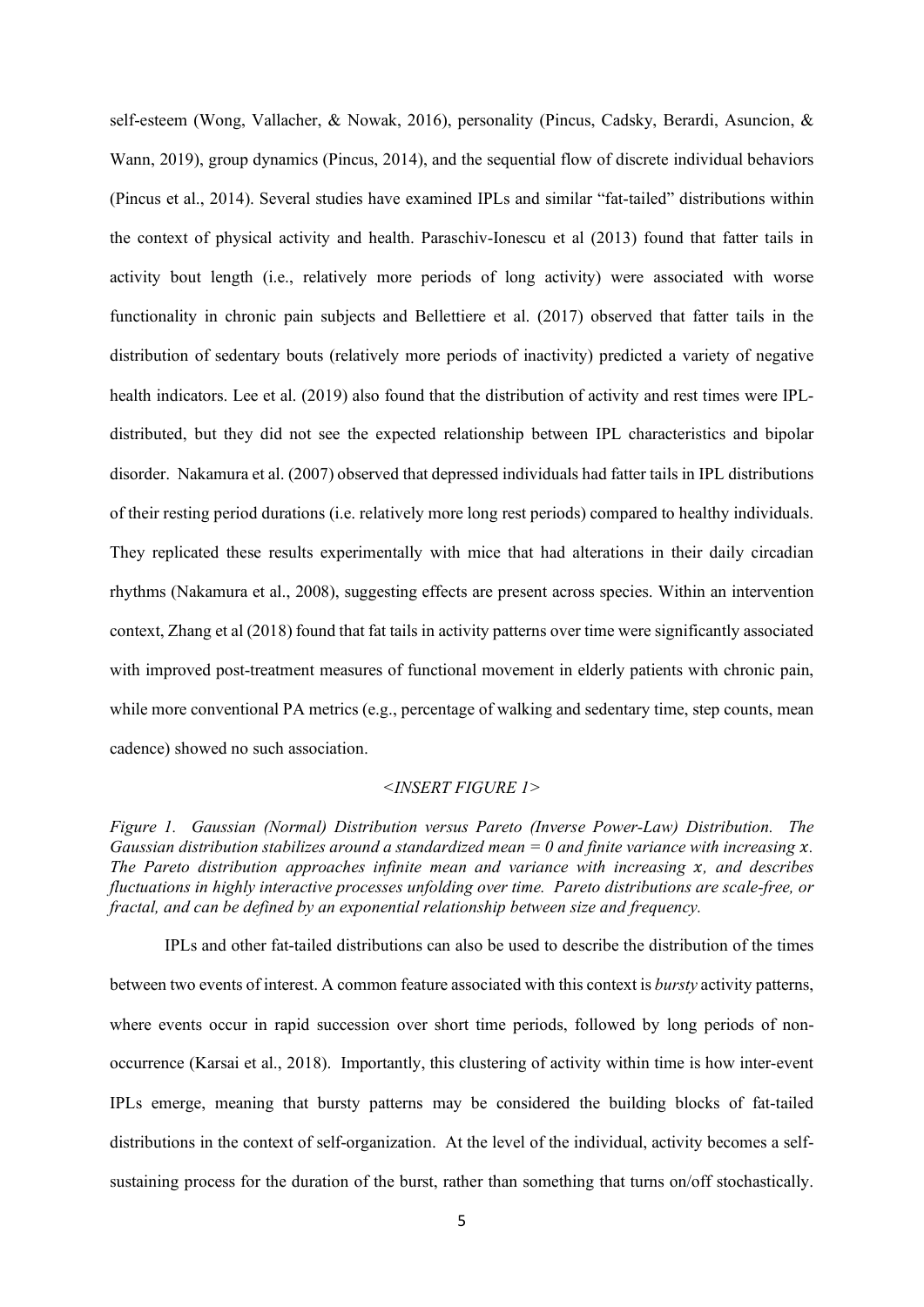self-esteem (Wong, Vallacher, & Nowak, 2016), personality (Pincus, Cadsky, Berardi, Asuncion, & Wann, 2019), group dynamics (Pincus, 2014), and the sequential flow of discrete individual behaviors (Pincus et al., 2014). Several studies have examined IPLs and similar "fat-tailed" distributions within the context of physical activity and health. Paraschiv-Ionescu et al (2013) found that fatter tails in activity bout length (i.e., relatively more periods of long activity) were associated with worse functionality in chronic pain subjects and Bellettiere et al. (2017) observed that fatter tails in the distribution of sedentary bouts (relatively more periods of inactivity) predicted a variety of negative health indicators. Lee et al. (2019) also found that the distribution of activity and rest times were IPL-distributed, but they did not see the expected relationship between IPL characteristics and bipolar disorder. Nakamura et al. (2007) observed that depressed individuals had fatter tails in IPL distributions of their resting period durations (i.e. relatively more long rest periods) compared to healthy individuals. They replicated these results experimentally with mice that had alterations in their daily circadian rhythms (Nakamura et al., 2008), suggesting effects are present across species. Within an intervention context, Zhang et al (2018) found that fat tails in activity patterns over time were significantly associated with improved post-treatment measures of functional movement in elderly patients with chronic pain, while more conventional PA metrics (e.g., percentage of walking and sedentary time, step counts, mean cadence) showed no such association.

*<INSERT FIGURE 1>*

*Figure 1. Gaussian (Normal) Distribution versus Pareto (Inverse Power-Law) Distribution. The Gaussian distribution stabilizes around a standardized mean = 0 and finite variance with increasing $x$. The Pareto distribution approaches infinite mean and variance with increasing $x$, and describes fluctuations in highly interactive processes unfolding over time. Pareto distributions are scale-free, or fractal, and can be defined by an exponential relationship between size and frequency.*

IPLs and other fat-tailed distributions can also be used to describe the distribution of the times between two events of interest. A common feature associated with this context is *bursty* activity patterns, where events occur in rapid succession over short time periods, followed by long periods of non-occurrence (Karsai et al., 2018). Importantly, this clustering of activity within time is how inter-event IPLs emerge, meaning that bursty patterns may be considered the building blocks of fat-tailed distributions in the context of self-organization. At the level of the individual, activity becomes a self-sustaining process for the duration of the burst, rather than something that turns on/off stochastically.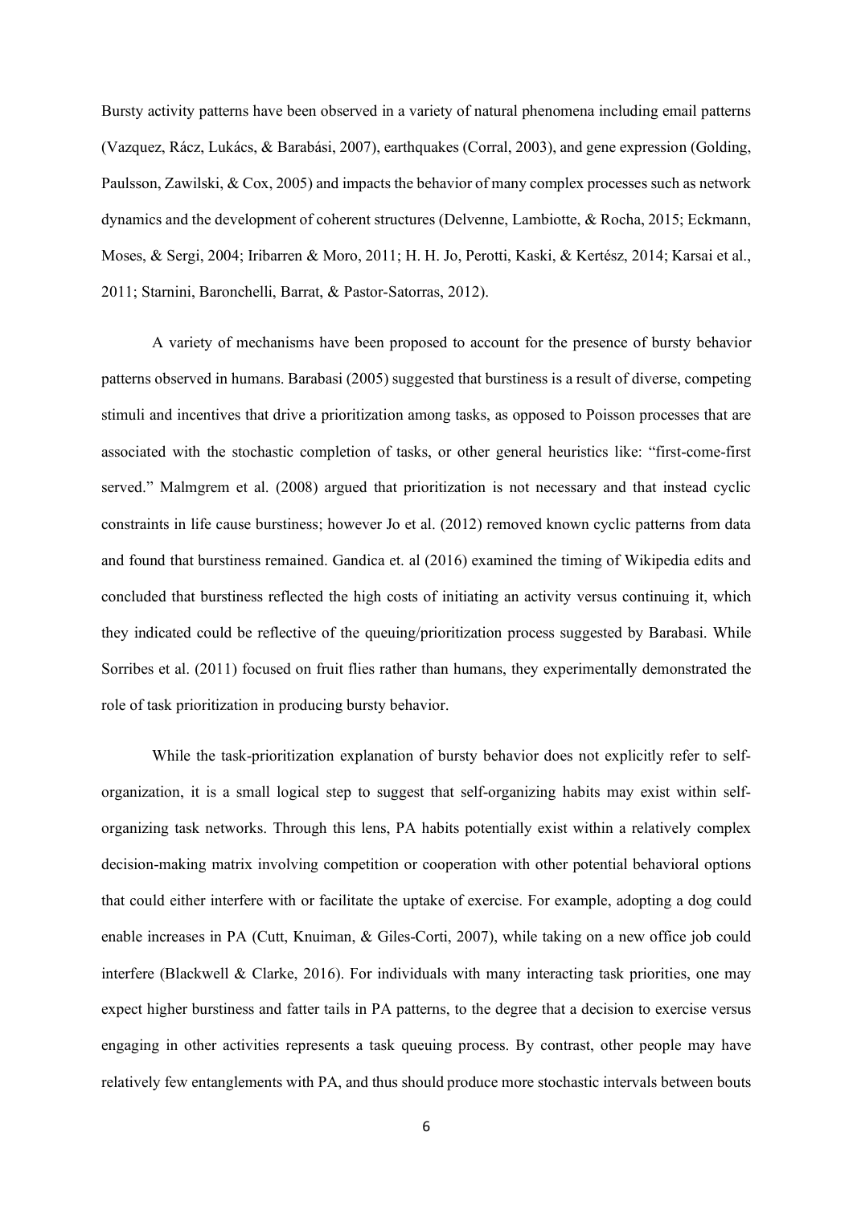Bursty activity patterns have been observed in a variety of natural phenomena including email patterns (Vazquez, Rácz, Lukács, & Barabási, 2007), earthquakes (Corral, 2003), and gene expression (Golding, Paulsson, Zawilski, & Cox, 2005) and impacts the behavior of many complex processes such as network dynamics and the development of coherent structures (Delvenne, Lambiotte, & Rocha, 2015; Eckmann, Moses, & Sergi, 2004; Iribarren & Moro, 2011; H. H. Jo, Perotti, Kaski, & Kertész, 2014; Karsai et al., 2011; Starnini, Baronchelli, Barrat, & Pastor-Satorras, 2012).

A variety of mechanisms have been proposed to account for the presence of bursty behavior patterns observed in humans. Barabasi (2005) suggested that burstiness is a result of diverse, competing stimuli and incentives that drive a prioritization among tasks, as opposed to Poisson processes that are associated with the stochastic completion of tasks, or other general heuristics like: "first-come-first served." Malmgrem et al. (2008) argued that prioritization is not necessary and that instead cyclic constraints in life cause burstiness; however Jo et al. (2012) removed known cyclic patterns from data and found that burstiness remained. Gandica et. al (2016) examined the timing of Wikipedia edits and concluded that burstiness reflected the high costs of initiating an activity versus continuing it, which they indicated could be reflective of the queuing/prioritization process suggested by Barabasi. While Sorribes et al. (2011) focused on fruit flies rather than humans, they experimentally demonstrated the role of task prioritization in producing bursty behavior.

While the task-prioritization explanation of bursty behavior does not explicitly refer to self-organization, it is a small logical step to suggest that self-organizing habits may exist within self-organizing task networks. Through this lens, PA habits potentially exist within a relatively complex decision-making matrix involving competition or cooperation with other potential behavioral options that could either interfere with or facilitate the uptake of exercise. For example, adopting a dog could enable increases in PA (Cutt, Knuiman, & Giles-Corti, 2007), while taking on a new office job could interfere (Blackwell & Clarke, 2016). For individuals with many interacting task priorities, one may expect higher burstiness and fatter tails in PA patterns, to the degree that a decision to exercise versus engaging in other activities represents a task queuing process. By contrast, other people may have relatively few entanglements with PA, and thus should produce more stochastic intervals between bouts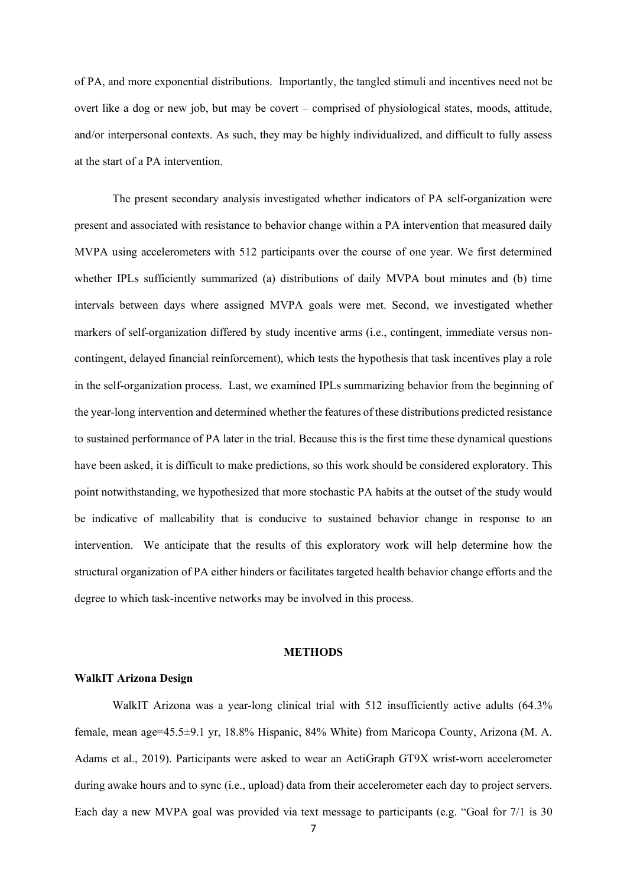of PA, and more exponential distributions. Importantly, the tangled stimuli and incentives need not be overt like a dog or new job, but may be covert – comprised of physiological states, moods, attitude, and/or interpersonal contexts. As such, they may be highly individualized, and difficult to fully assess at the start of a PA intervention.

The present secondary analysis investigated whether indicators of PA self-organization were present and associated with resistance to behavior change within a PA intervention that measured daily MVPA using accelerometers with 512 participants over the course of one year. We first determined whether IPLs sufficiently summarized (a) distributions of daily MVPA bout minutes and (b) time intervals between days where assigned MVPA goals were met. Second, we investigated whether markers of self-organization differed by study incentive arms (i.e., contingent, immediate versus non-contingent, delayed financial reinforcement), which tests the hypothesis that task incentives play a role in the self-organization process. Last, we examined IPLs summarizing behavior from the beginning of the year-long intervention and determined whether the features of these distributions predicted resistance to sustained performance of PA later in the trial. Because this is the first time these dynamical questions have been asked, it is difficult to make predictions, so this work should be considered exploratory. This point notwithstanding, we hypothesized that more stochastic PA habits at the outset of the study would be indicative of malleability that is conducive to sustained behavior change in response to an intervention. We anticipate that the results of this exploratory work will help determine how the structural organization of PA either hinders or facilitates targeted health behavior change efforts and the degree to which task-incentive networks may be involved in this process.

## METHODS

### WalkIT Arizona Design

WalkIT Arizona was a year-long clinical trial with 512 insufficiently active adults (64.3% female, mean age=45.5±9.1 yr, 18.8% Hispanic, 84% White) from Maricopa County, Arizona (M. A. Adams et al., 2019). Participants were asked to wear an ActiGraph GT9X wrist-worn accelerometer during awake hours and to sync (i.e., upload) data from their accelerometer each day to project servers. Each day a new MVPA goal was provided via text message to participants (e.g. "Goal for 7/1 is 30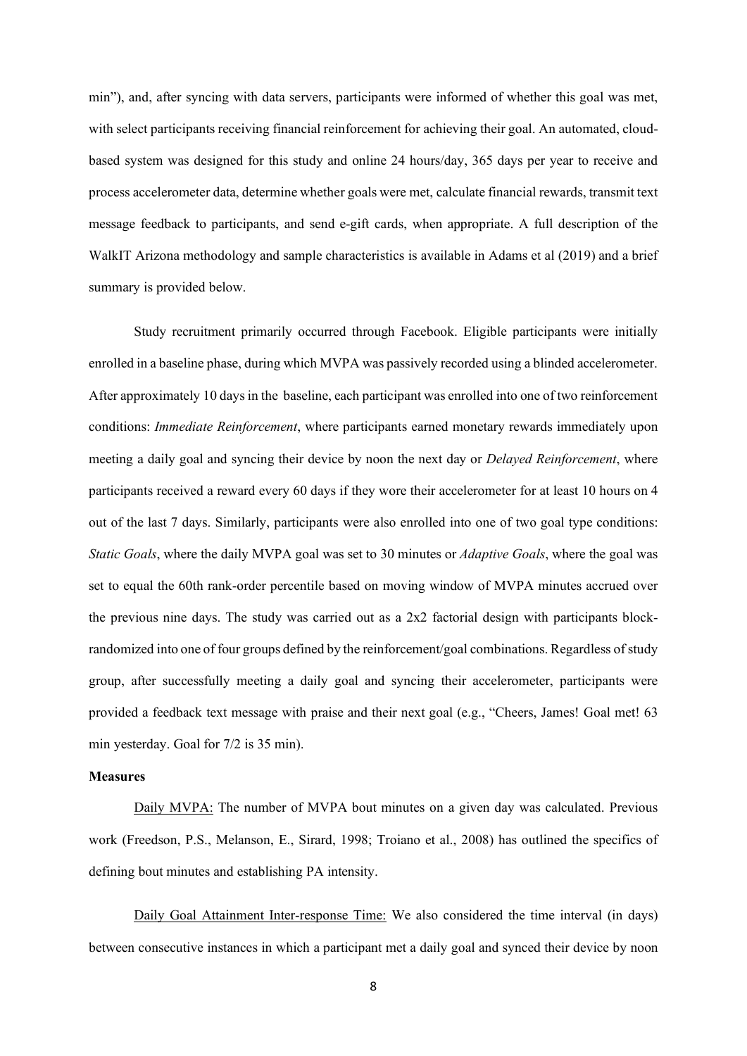min"), and, after syncing with data servers, participants were informed of whether this goal was met, with select participants receiving financial reinforcement for achieving their goal. An automated, cloud-based system was designed for this study and online 24 hours/day, 365 days per year to receive and process accelerometer data, determine whether goals were met, calculate financial rewards, transmit text message feedback to participants, and send e-gift cards, when appropriate. A full description of the WalkIT Arizona methodology and sample characteristics is available in Adams et al (2019) and a brief summary is provided below.

Study recruitment primarily occurred through Facebook. Eligible participants were initially enrolled in a baseline phase, during which MVPA was passively recorded using a blinded accelerometer. After approximately 10 days in the baseline, each participant was enrolled into one of two reinforcement conditions: *Immediate Reinforcement*, where participants earned monetary rewards immediately upon meeting a daily goal and syncing their device by noon the next day or *Delayed Reinforcement*, where participants received a reward every 60 days if they wore their accelerometer for at least 10 hours on 4 out of the last 7 days. Similarly, participants were also enrolled into one of two goal type conditions: *Static Goals*, where the daily MVPA goal was set to 30 minutes or *Adaptive Goals*, where the goal was set to equal the 60th rank-order percentile based on moving window of MVPA minutes accrued over the previous nine days. The study was carried out as a 2x2 factorial design with participants block-randomized into one of four groups defined by the reinforcement/goal combinations. Regardless of study group, after successfully meeting a daily goal and syncing their accelerometer, participants were provided a feedback text message with praise and their next goal (e.g., "Cheers, James! Goal met! 63 min yesterday. Goal for 7/2 is 35 min).

**Measures**

Daily MVPA: The number of MVPA bout minutes on a given day was calculated. Previous work (Freedson, P.S., Melanson, E., Sirard, 1998; Troiano et al., 2008) has outlined the specifics of defining bout minutes and establishing PA intensity.

Daily Goal Attainment Inter-response Time: We also considered the time interval (in days) between consecutive instances in which a participant met a daily goal and synced their device by noon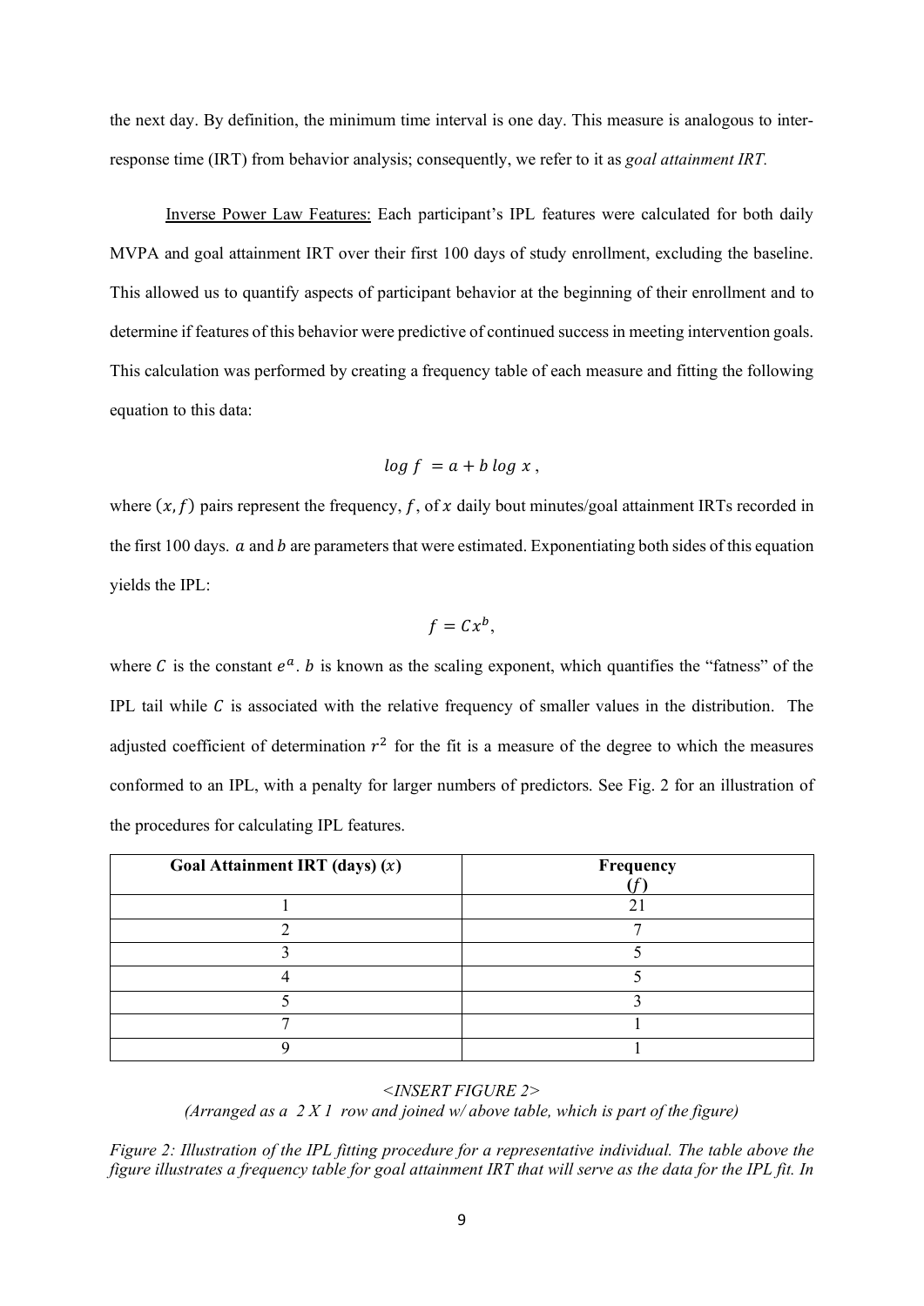the next day. By definition, the minimum time interval is one day. This measure is analogous to inter-response time (IRT) from behavior analysis; consequently, we refer to it as *goal attainment IRT.*

Inverse Power Law Features: Each participant's IPL features were calculated for both daily MVPA and goal attainment IRT over their first 100 days of study enrollment, excluding the baseline. This allowed us to quantify aspects of participant behavior at the beginning of their enrollment and to determine if features of this behavior were predictive of continued success in meeting intervention goals. This calculation was performed by creating a frequency table of each measure and fitting the following equation to this data:

$$\log f = a + b \log x ,$$

where $(x, f)$ pairs represent the frequency, $f$, of $x$ daily bout minutes/goal attainment IRTs recorded in the first 100 days. $a$ and $b$ are parameters that were estimated. Exponentiating both sides of this equation yields the IPL:

$$f = Cx^{b},$$

where $C$ is the constant $e^{a}$. $b$ is known as the scaling exponent, which quantifies the "fatness" of the IPL tail while $C$ is associated with the relative frequency of smaller values in the distribution. The adjusted coefficient of determination $r^2$ for the fit is a measure of the degree to which the measures conformed to an IPL, with a penalty for larger numbers of predictors. See Fig. 2 for an illustration of the procedures for calculating IPL features.

| **Goal Attainment IRT (days) ($x$)** | **Frequency ($f$)** |
|---|---|
| 1 | 21 |
| 2 | 7 |
| 3 | 5 |
| 4 | 5 |
| 5 | 3 |
| 7 | 1 |
| 9 | 1 |

*<INSERT FIGURE 2>*
*(Arranged as a 2 X 1 row and joined w/ above table, which is part of the figure)*

*Figure 2: Illustration of the IPL fitting procedure for a representative individual. The table above the figure illustrates a frequency table for goal attainment IRT that will serve as the data for the IPL fit. In*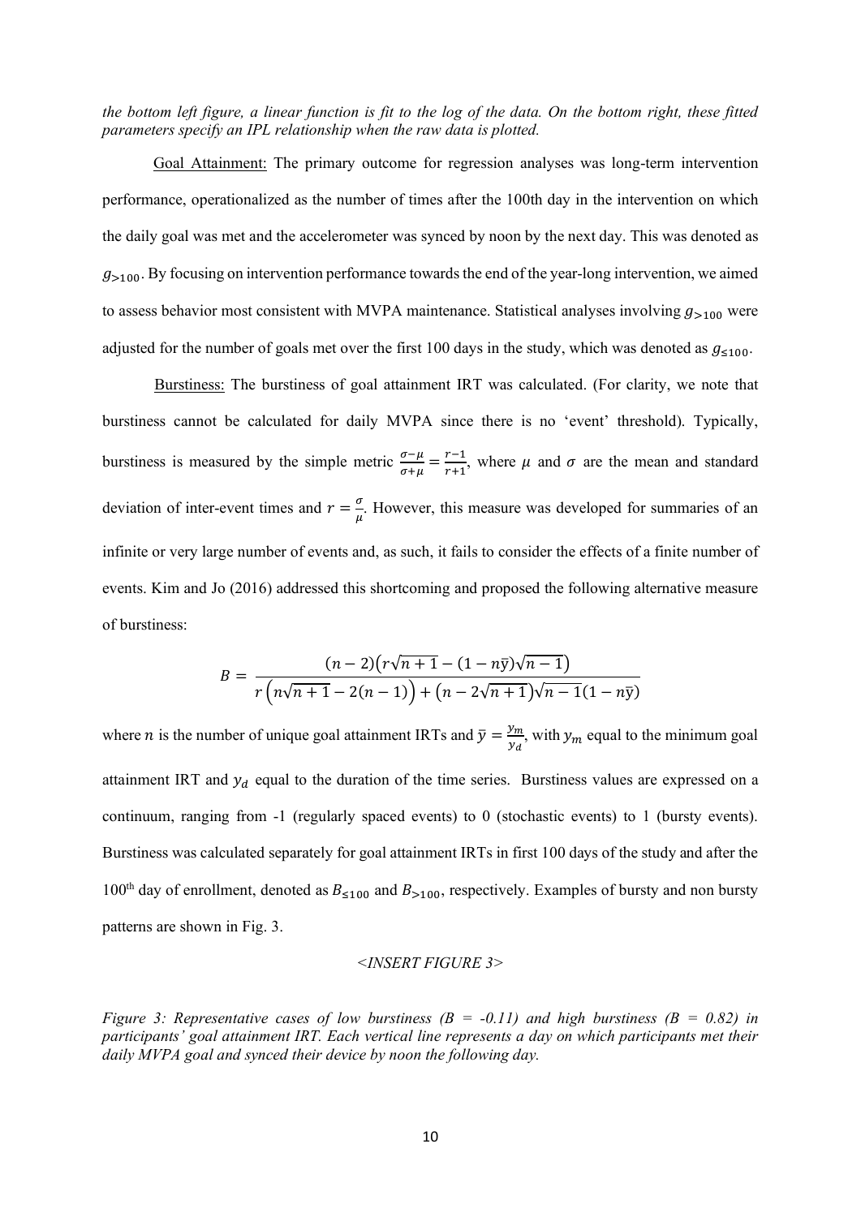*the bottom left figure, a linear function is fit to the log of the data. On the bottom right, these fitted parameters specify an IPL relationship when the raw data is plotted.*

Goal Attainment: The primary outcome for regression analyses was long-term intervention performance, operationalized as the number of times after the 100th day in the intervention on which the daily goal was met and the accelerometer was synced by noon by the next day. This was denoted as $g_{>100}$. By focusing on intervention performance towards the end of the year-long intervention, we aimed to assess behavior most consistent with MVPA maintenance. Statistical analyses involving $g_{>100}$ were adjusted for the number of goals met over the first 100 days in the study, which was denoted as $g_{\leq 100}$.

Burstiness: The burstiness of goal attainment IRT was calculated. (For clarity, we note that burstiness cannot be calculated for daily MVPA since there is no 'event' threshold). Typically, burstiness is measured by the simple metric $\frac{\sigma-\mu}{\sigma+\mu} = \frac{r-1}{r+1}$, where $\mu$ and $\sigma$ are the mean and standard deviation of inter-event times and $r = \frac{\sigma}{\mu}$. However, this measure was developed for summaries of an infinite or very large number of events and, as such, it fails to consider the effects of a finite number of events. Kim and Jo (2016) addressed this shortcoming and proposed the following alternative measure of burstiness:

$$B = \frac{(n-2)\left(r\sqrt{n+1} - (1-n\bar{y})\sqrt{n-1}\right)}{r\left(n\sqrt{n+1} - 2(n-1)\right) + \left(n - 2\sqrt{n+1}\right)\sqrt{n-1}(1-n\bar{y})}$$

where $n$ is the number of unique goal attainment IRTs and $\bar{y} = \frac{y_m}{y_d}$, with $y_m$ equal to the minimum goal attainment IRT and $y_d$ equal to the duration of the time series. Burstiness values are expressed on a continuum, ranging from -1 (regularly spaced events) to 0 (stochastic events) to 1 (bursty events). Burstiness was calculated separately for goal attainment IRTs in first 100 days of the study and after the 100th day of enrollment, denoted as $B_{\leq 100}$ and $B_{>100}$, respectively. Examples of bursty and non bursty patterns are shown in Fig. 3.

*<INSERT FIGURE 3>*

*Figure 3: Representative cases of low burstiness (B = -0.11) and high burstiness (B = 0.82) in participants' goal attainment IRT. Each vertical line represents a day on which participants met their daily MVPA goal and synced their device by noon the following day.*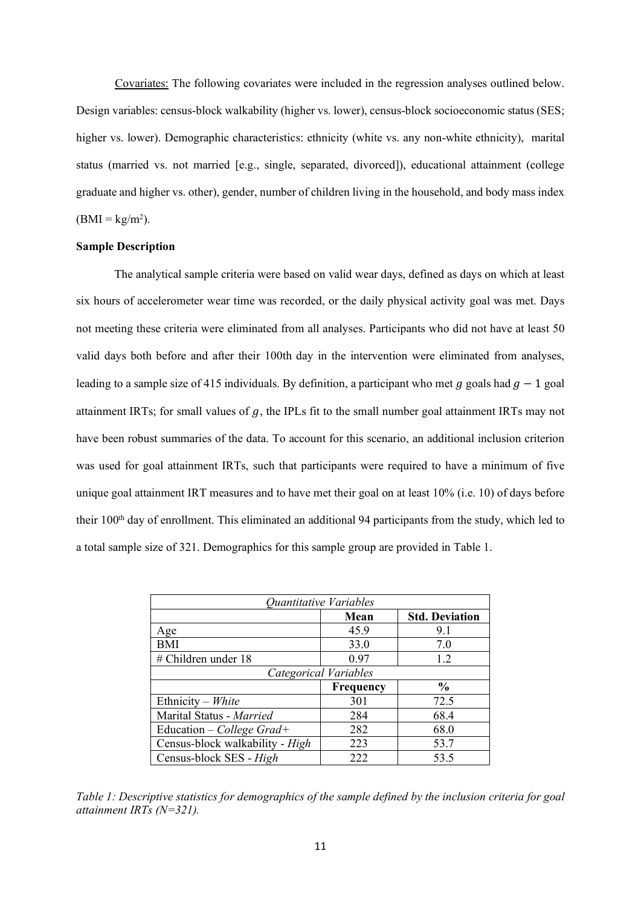Covariates: The following covariates were included in the regression analyses outlined below. Design variables: census-block walkability (higher vs. lower), census-block socioeconomic status (SES; higher vs. lower). Demographic characteristics: ethnicity (white vs. any non-white ethnicity), marital status (married vs. not married [e.g., single, separated, divorced]), educational attainment (college graduate and higher vs. other), gender, number of children living in the household, and body mass index ($BMI = kg/m^2$).

**Sample Description**

The analytical sample criteria were based on valid wear days, defined as days on which at least six hours of accelerometer wear time was recorded, or the daily physical activity goal was met. Days not meeting these criteria were eliminated from all analyses. Participants who did not have at least 50 valid days both before and after their 100th day in the intervention were eliminated from analyses, leading to a sample size of 415 individuals. By definition, a participant who met $g$ goals had $g - 1$ goal attainment IRTs; for small values of $g$, the IPLs fit to the small number goal attainment IRTs may not have been robust summaries of the data. To account for this scenario, an additional inclusion criterion was used for goal attainment IRTs, such that participants were required to have a minimum of five unique goal attainment IRT measures and to have met their goal on at least 10% (i.e. 10) of days before their 100th day of enrollment. This eliminated an additional 94 participants from the study, which led to a total sample size of 321. Demographics for this sample group are provided in Table 1.

| *Quantitative Variables* | | |
|---|---|---|
| | **Mean** | **Std. Deviation** |
| Age | 45.9 | 9.1 |
| BMI | 33.0 | 7.0 |
| # Children under 18 | 0.97 | 1.2 |
| *Categorical Variables* | | |
| | **Frequency** | **%** |
| Ethnicity – *White* | 301 | 72.5 |
| Marital Status - *Married* | 284 | 68.4 |
| Education – *College Grad+* | 282 | 68.0 |
| Census-block walkability - *High* | 223 | 53.7 |
| Census-block SES - *High* | 222 | 53.5 |

*Table 1: Descriptive statistics for demographics of the sample defined by the inclusion criteria for goal attainment IRTs (N=321).*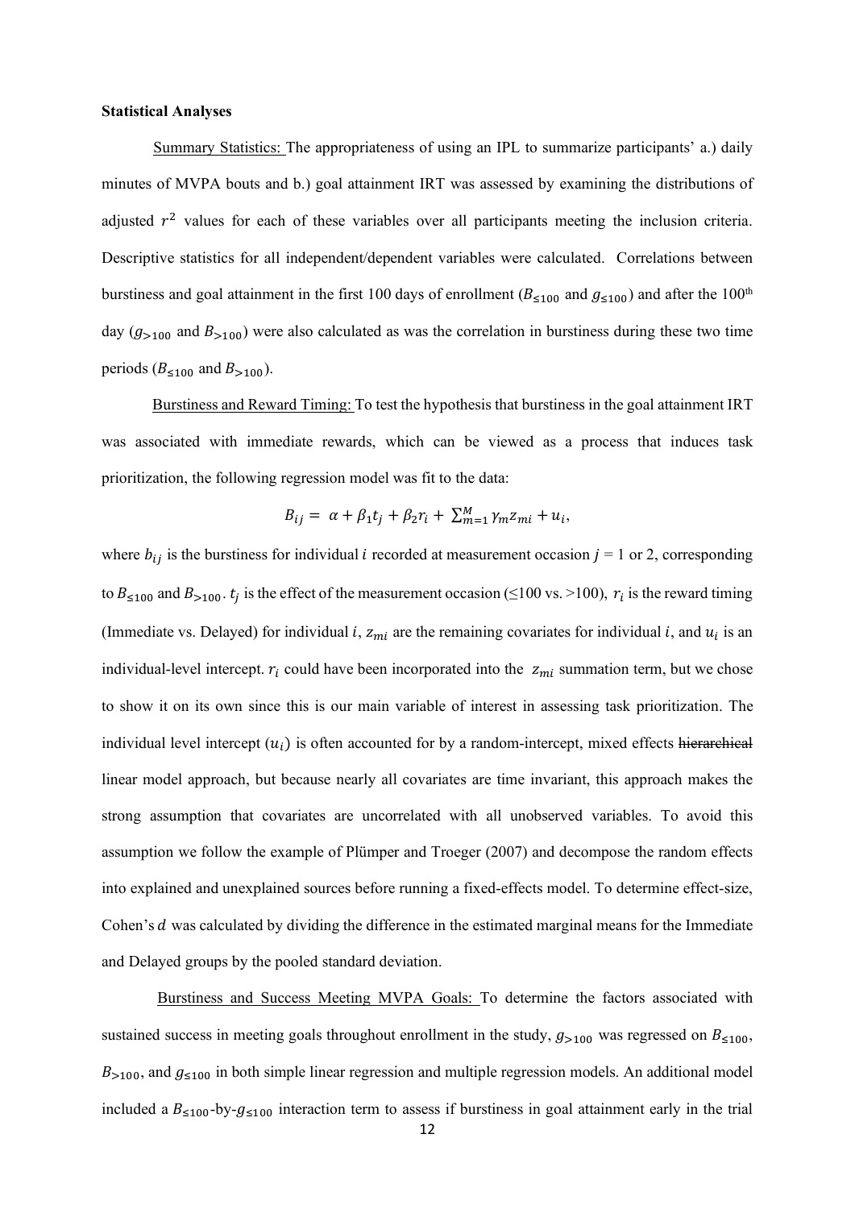**Statistical Analyses**

Summary Statistics: The appropriateness of using an IPL to summarize participants' a.) daily minutes of MVPA bouts and b.) goal attainment IRT was assessed by examining the distributions of adjusted $r^2$ values for each of these variables over all participants meeting the inclusion criteria. Descriptive statistics for all independent/dependent variables were calculated. Correlations between burstiness and goal attainment in the first 100 days of enrollment ($B_{\leq 100}$ and $g_{\leq 100}$) and after the 100th day ($g_{>100}$ and $B_{>100}$) were also calculated as was the correlation in burstiness during these two time periods ($B_{\leq 100}$ and $B_{>100}$).

Burstiness and Reward Timing: To test the hypothesis that burstiness in the goal attainment IRT was associated with immediate rewards, which can be viewed as a process that induces task prioritization, the following regression model was fit to the data:

$$B_{ij} = \alpha + \beta_1 t_j + \beta_2 r_i + \sum_{m=1}^{M} \gamma_m z_{mi} + u_i,$$

where $b_{ij}$ is the burstiness for individual $i$ recorded at measurement occasion $j$ = 1 or 2, corresponding to $B_{\leq 100}$ and $B_{>100}$. $t_j$ is the effect of the measurement occasion (≤100 vs. >100), $r_i$ is the reward timing (Immediate vs. Delayed) for individual $i$, $z_{mi}$ are the remaining covariates for individual $i$, and $u_i$ is an individual-level intercept. $r_i$ could have been incorporated into the $z_{mi}$ summation term, but we chose to show it on its own since this is our main variable of interest in assessing task prioritization. The individual level intercept ($u_i$) is often accounted for by a random-intercept, mixed effects ~~hierarchical~~ linear model approach, but because nearly all covariates are time invariant, this approach makes the strong assumption that covariates are uncorrelated with all unobserved variables. To avoid this assumption we follow the example of Plümper and Troeger (2007) and decompose the random effects into explained and unexplained sources before running a fixed-effects model. To determine effect-size, Cohen's $d$ was calculated by dividing the difference in the estimated marginal means for the Immediate and Delayed groups by the pooled standard deviation.

Burstiness and Success Meeting MVPA Goals: To determine the factors associated with sustained success in meeting goals throughout enrollment in the study, $g_{>100}$ was regressed on $B_{\leq 100}$, $B_{>100}$, and $g_{\leq 100}$ in both simple linear regression and multiple regression models. An additional model included a $B_{\leq 100}$-by-$g_{\leq 100}$ interaction term to assess if burstiness in goal attainment early in the trial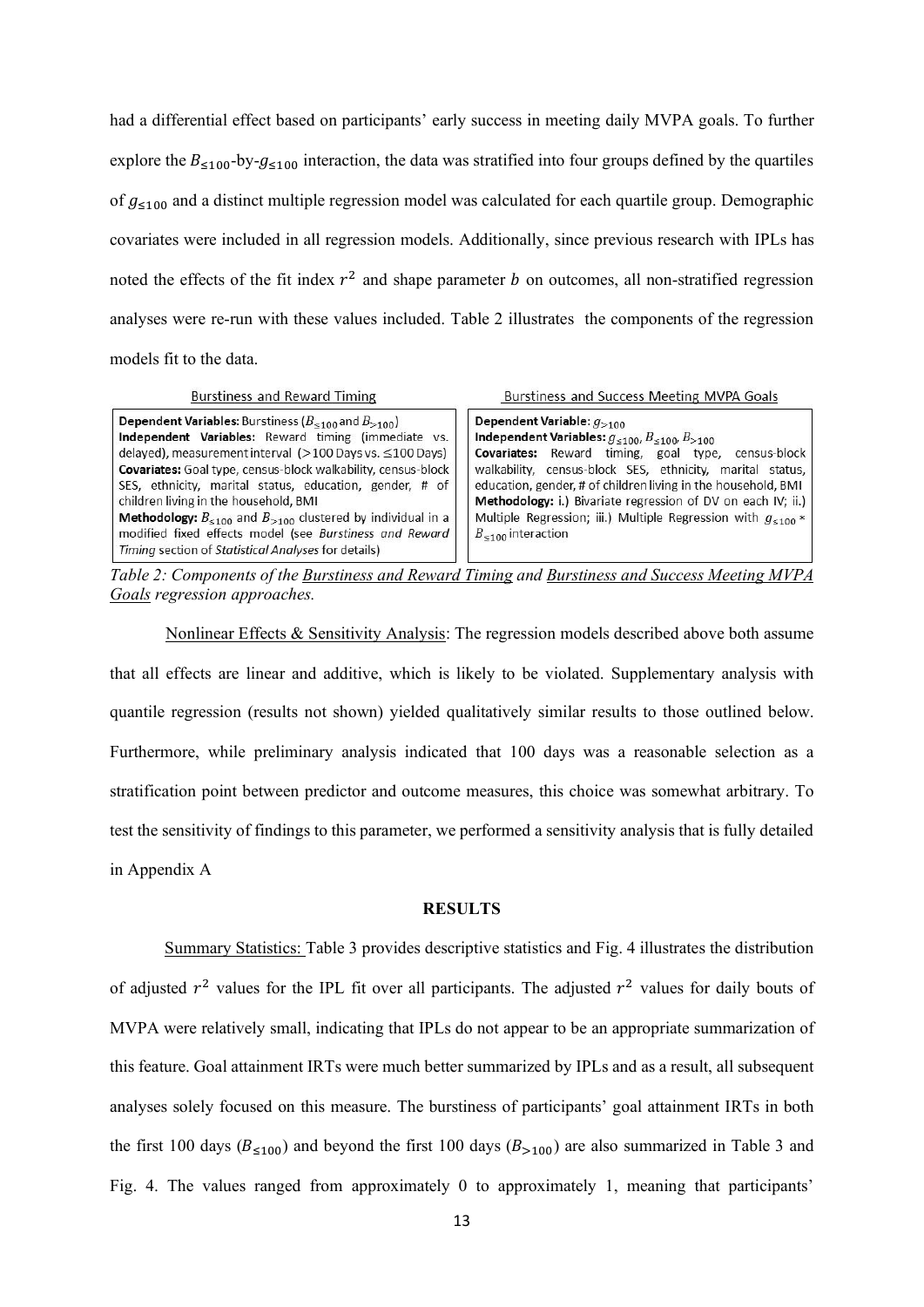had a differential effect based on participants' early success in meeting daily MVPA goals. To further explore the $B_{\leq 100}$-by-$g_{\leq 100}$ interaction, the data was stratified into four groups defined by the quartiles of $g_{\leq 100}$ and a distinct multiple regression model was calculated for each quartile group. Demographic covariates were included in all regression models. Additionally, since previous research with IPLs has noted the effects of the fit index $r^2$ and shape parameter $b$ on outcomes, all non-stratified regression analyses were re-run with these values included. Table 2 illustrates the components of the regression models fit to the data.

| Burstiness and Reward Timing | Burstiness and Success Meeting MVPA Goals |
|---|---|
| **Dependent Variables:** Burstiness ($B_{\leq 100}$ and $B_{>100}$)<br>**Independent Variables:** Reward timing (immediate vs. delayed), measurement interval (>100 Days vs. ≤100 Days)<br>**Covariates:** Goal type, census-block walkability, census-block SES, ethnicity, marital status, education, gender, # of children living in the household, BMI<br>**Methodology:** $B_{\leq 100}$ and $B_{>100}$ clustered by individual in a modified fixed effects model (see *Burstiness and Reward Timing* section of *Statistical Analyses* for details) | **Dependent Variable:** $g_{>100}$<br>**Independent Variables:** $g_{\leq 100}$, $B_{\leq 100}$, $B_{>100}$<br>**Covariates:** Reward timing, goal type, census-block walkability, census-block SES, ethnicity, marital status, education, gender, # of children living in the household, BMI<br>**Methodology:** i.) Bivariate regression of DV on each IV; ii.) Multiple Regression; iii.) Multiple Regression with $g_{\leq 100} * B_{\leq 100}$ interaction |

*Table 2: Components of the Burstiness and Reward Timing and Burstiness and Success Meeting MVPA Goals regression approaches.*

Nonlinear Effects & Sensitivity Analysis: The regression models described above both assume that all effects are linear and additive, which is likely to be violated. Supplementary analysis with quantile regression (results not shown) yielded qualitatively similar results to those outlined below. Furthermore, while preliminary analysis indicated that 100 days was a reasonable selection as a stratification point between predictor and outcome measures, this choice was somewhat arbitrary. To test the sensitivity of findings to this parameter, we performed a sensitivity analysis that is fully detailed in Appendix A

## RESULTS

Summary Statistics: Table 3 provides descriptive statistics and Fig. 4 illustrates the distribution of adjusted $r^2$ values for the IPL fit over all participants. The adjusted $r^2$ values for daily bouts of MVPA were relatively small, indicating that IPLs do not appear to be an appropriate summarization of this feature. Goal attainment IRTs were much better summarized by IPLs and as a result, all subsequent analyses solely focused on this measure. The burstiness of participants' goal attainment IRTs in both the first 100 days ($B_{\leq 100}$) and beyond the first 100 days ($B_{>100}$) are also summarized in Table 3 and Fig. 4. The values ranged from approximately 0 to approximately 1, meaning that participants'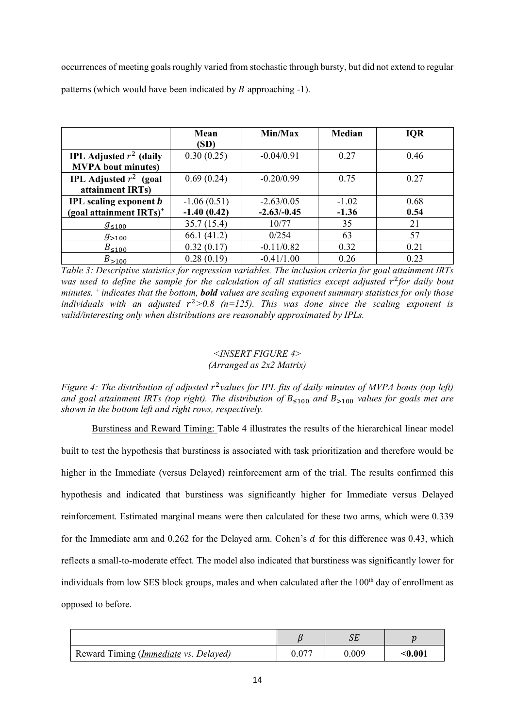occurrences of meeting goals roughly varied from stochastic through bursty, but did not extend to regular patterns (which would have been indicated by $B$ approaching -1).

| | Mean (SD) | Min/Max | Median | IQR |
|---|---|---|---|---|
| **IPL Adjusted $r^2$ (daily MVPA bout minutes)** | 0.30 (0.25) | -0.04/0.91 | 0.27 | 0.46 |
| **IPL Adjusted $r^2$ (goal attainment IRTs)** | 0.69 (0.24) | -0.20/0.99 | 0.75 | 0.27 |
| **IPL scaling exponent $b$ (goal attainment IRTs)$^{+}$** | -1.06 (0.51)<br>**-1.40 (0.42)** | -2.63/0.05<br>**-2.63/-0.45** | -1.02<br>**-1.36** | 0.68<br>**0.54** |
| $g_{\leq 100}$ | 35.7 (15.4) | 10/77 | 35 | 21 |
| $g_{>100}$ | 66.1 (41.2) | 0/254 | 63 | 57 |
| $B_{\leq 100}$ | 0.32 (0.17) | -0.11/0.82 | 0.32 | 0.21 |
| $B_{>100}$ | 0.28 (0.19) | -0.41/1.00 | 0.26 | 0.23 |

*Table 3: Descriptive statistics for regression variables. The inclusion criteria for goal attainment IRTs was used to define the sample for the calculation of all statistics except adjusted $r^2$ for daily bout minutes. $^{+}$ indicates that the bottom,* ***bold*** *values are scaling exponent summary statistics for only those individuals with an adjusted $r^2$>0.8 (n=125). This was done since the scaling exponent is valid/interesting only when distributions are reasonably approximated by IPLs.*

*<INSERT FIGURE 4>*
*(Arranged as 2x2 Matrix)*

*Figure 4: The distribution of adjusted $r^2$ values for IPL fits of daily minutes of MVPA bouts (top left) and goal attainment IRTs (top right). The distribution of $B_{\leq 100}$ and $B_{>100}$ values for goals met are shown in the bottom left and right rows, respectively.*

Burstiness and Reward Timing: Table 4 illustrates the results of the hierarchical linear model built to test the hypothesis that burstiness is associated with task prioritization and therefore would be higher in the Immediate (versus Delayed) reinforcement arm of the trial. The results confirmed this hypothesis and indicated that burstiness was significantly higher for Immediate versus Delayed reinforcement. Estimated marginal means were then calculated for these two arms, which were 0.339 for the Immediate arm and 0.262 for the Delayed arm. Cohen's $d$ for this difference was 0.43, which reflects a small-to-moderate effect. The model also indicated that burstiness was significantly lower for individuals from low SES block groups, males and when calculated after the 100th day of enrollment as opposed to before.

| | $\beta$ | $SE$ | $p$ |
|---|---|---|---|
| Reward Timing (*Immediate* vs. *Delayed*) | 0.077 | 0.009 | **<0.001** |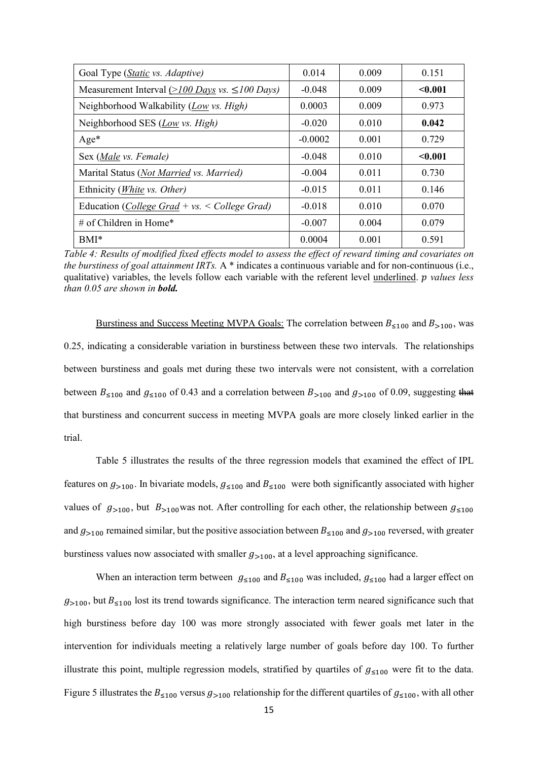| Goal Type (*<u>Static</u> vs. Adaptive)* | 0.014 | 0.009 | 0.151 |
|---|---|---|---|
| Measurement Interval (*<u>>100 Days</u> vs. ≤100 Days)* | -0.048 | 0.009 | **<0.001** |
| Neighborhood Walkability (*<u>Low</u> vs. High)* | 0.0003 | 0.009 | 0.973 |
| Neighborhood SES (*<u>Low</u> vs. High)* | -0.020 | 0.010 | **0.042** |
| Age* | -0.0002 | 0.001 | 0.729 |
| Sex (*<u>Male</u> vs. Female)* | -0.048 | 0.010 | **<0.001** |
| Marital Status (*<u>Not Married</u> vs. Married)* | -0.004 | 0.011 | 0.730 |
| Ethnicity (*<u>White</u> vs. Other)* | -0.015 | 0.011 | 0.146 |
| Education (*<u>College Grad</u> + vs. < College Grad)* | -0.018 | 0.010 | 0.070 |
| # of Children in Home* | -0.007 | 0.004 | 0.079 |
| BMI* | 0.0004 | 0.001 | 0.591 |

*Table 4: Results of modified fixed effects model to assess the effect of reward timing and covariates on the burstiness of goal attainment IRTs.* A * indicates a continuous variable and for non-continuous (i.e., qualitative) variables, the levels follow each variable with the referent level <u>underlined</u>. *p values less than 0.05 are shown in **bold.***

<u>Burstiness and Success Meeting MVPA Goals:</u> The correlation between $B_{\leq 100}$ and $B_{>100}$, was 0.25, indicating a considerable variation in burstiness between these two intervals. The relationships between burstiness and goals met during these two intervals were not consistent, with a correlation between $B_{\leq 100}$ and $g_{\leq 100}$ of 0.43 and a correlation between $B_{>100}$ and $g_{>100}$ of 0.09, suggesting ~~that~~ that burstiness and concurrent success in meeting MVPA goals are more closely linked earlier in the trial.

Table 5 illustrates the results of the three regression models that examined the effect of IPL features on $g_{>100}$. In bivariate models, $g_{\leq 100}$ and $B_{\leq 100}$ were both significantly associated with higher values of $g_{>100}$, but $B_{>100}$ was not. After controlling for each other, the relationship between $g_{\leq 100}$ and $g_{>100}$ remained similar, but the positive association between $B_{\leq 100}$ and $g_{>100}$ reversed, with greater burstiness values now associated with smaller $g_{>100}$, at a level approaching significance.

When an interaction term between $g_{\leq 100}$ and $B_{\leq 100}$ was included, $g_{\leq 100}$ had a larger effect on $g_{>100}$, but $B_{\leq 100}$ lost its trend towards significance. The interaction term neared significance such that high burstiness before day 100 was more strongly associated with fewer goals met later in the intervention for individuals meeting a relatively large number of goals before day 100. To further illustrate this point, multiple regression models, stratified by quartiles of $g_{\leq 100}$ were fit to the data. Figure 5 illustrates the $B_{\leq 100}$ versus $g_{>100}$ relationship for the different quartiles of $g_{\leq 100}$, with all other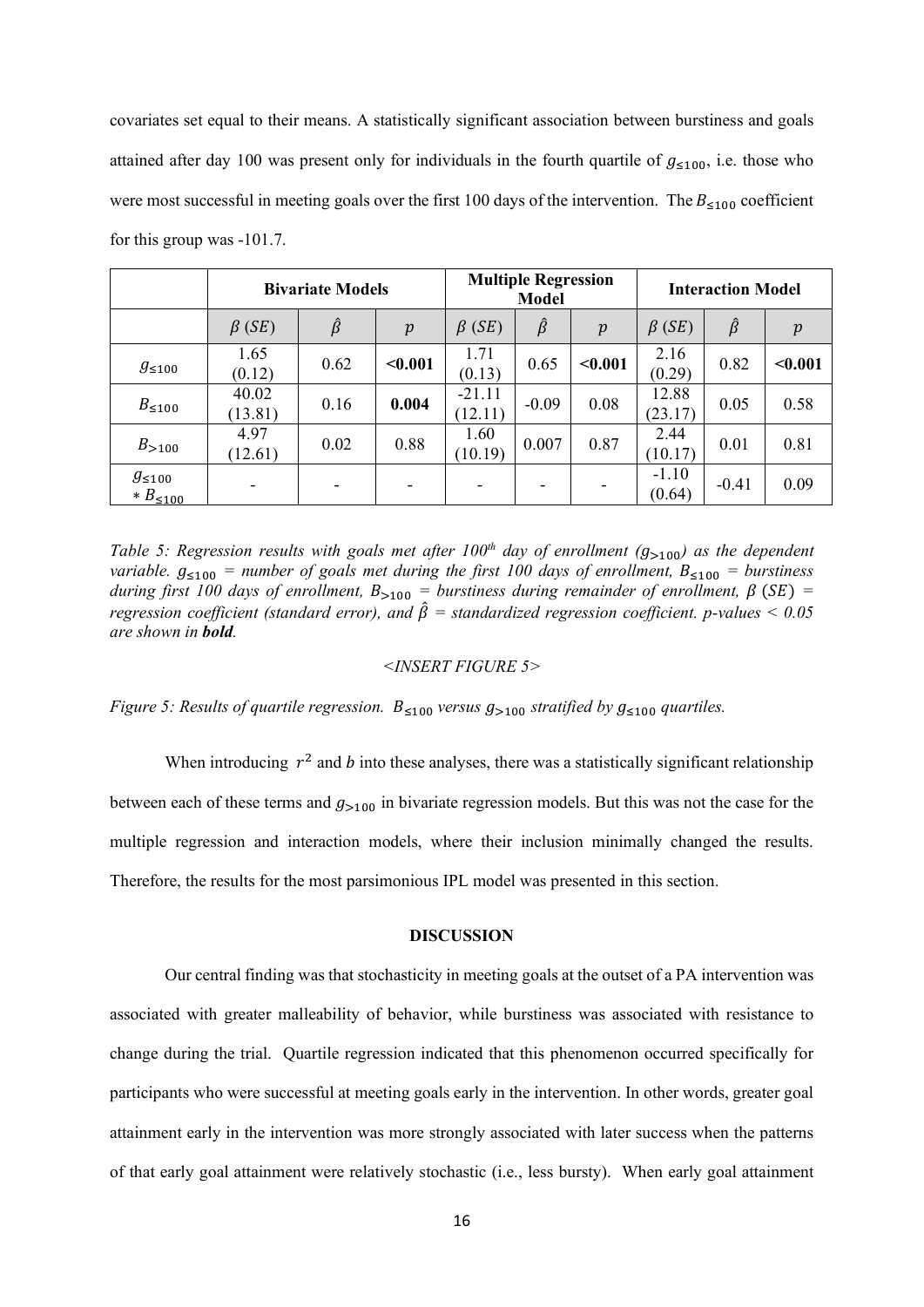covariates set equal to their means. A statistically significant association between burstiness and goals attained after day 100 was present only for individuals in the fourth quartile of $g_{\leq 100}$, i.e. those who were most successful in meeting goals over the first 100 days of the intervention. The $B_{\leq 100}$ coefficient for this group was -101.7.

| | Bivariate Models | | | Multiple Regression Model | | | Interaction Model | | |
|---|---|---|---|---|---|---|---|---|---|
| | $\beta\ (SE)$ | $\hat{\beta}$ | $p$ | $\beta\ (SE)$ | $\hat{\beta}$ | $p$ | $\beta\ (SE)$ | $\hat{\beta}$ | $p$ |
| $g_{\leq 100}$ | 1.65 (0.12) | 0.62 | **<0.001** | 1.71 (0.13) | 0.65 | **<0.001** | 2.16 (0.29) | 0.82 | **<0.001** |
| $B_{\leq 100}$ | 40.02 (13.81) | 0.16 | **0.004** | -21.11 (12.11) | -0.09 | 0.08 | 12.88 (23.17) | 0.05 | 0.58 |
| $B_{>100}$ | 4.97 (12.61) | 0.02 | 0.88 | 1.60 (10.19) | 0.007 | 0.87 | 2.44 (10.17) | 0.01 | 0.81 |
| $g_{\leq 100} * B_{\leq 100}$ | - | - | - | - | - | - | -1.10 (0.64) | -0.41 | 0.09 |

*Table 5: Regression results with goals met after 100th day of enrollment ($g_{>100}$) as the dependent variable. $g_{\leq 100}$ = number of goals met during the first 100 days of enrollment, $B_{\leq 100}$ = burstiness during first 100 days of enrollment, $B_{>100}$ = burstiness during remainder of enrollment, $\beta\ (SE)$ = regression coefficient (standard error), and $\hat{\beta}$ = standardized regression coefficient. p-values < 0.05 are shown in **bold**.*

*<INSERT FIGURE 5>*

*Figure 5: Results of quartile regression. $B_{\leq 100}$ versus $g_{>100}$ stratified by $g_{\leq 100}$ quartiles.*

When introducing $r^2$ and $b$ into these analyses, there was a statistically significant relationship between each of these terms and $g_{>100}$ in bivariate regression models. But this was not the case for the multiple regression and interaction models, where their inclusion minimally changed the results. Therefore, the results for the most parsimonious IPL model was presented in this section.

## DISCUSSION

Our central finding was that stochasticity in meeting goals at the outset of a PA intervention was associated with greater malleability of behavior, while burstiness was associated with resistance to change during the trial. Quartile regression indicated that this phenomenon occurred specifically for participants who were successful at meeting goals early in the intervention. In other words, greater goal attainment early in the intervention was more strongly associated with later success when the patterns of that early goal attainment were relatively stochastic (i.e., less bursty). When early goal attainment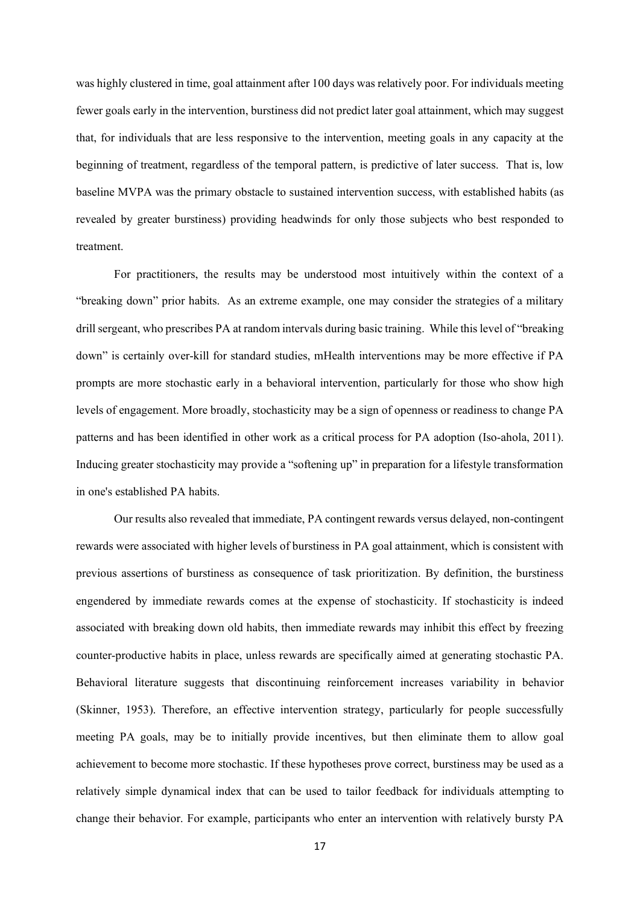was highly clustered in time, goal attainment after 100 days was relatively poor. For individuals meeting fewer goals early in the intervention, burstiness did not predict later goal attainment, which may suggest that, for individuals that are less responsive to the intervention, meeting goals in any capacity at the beginning of treatment, regardless of the temporal pattern, is predictive of later success. That is, low baseline MVPA was the primary obstacle to sustained intervention success, with established habits (as revealed by greater burstiness) providing headwinds for only those subjects who best responded to treatment.

For practitioners, the results may be understood most intuitively within the context of a "breaking down" prior habits. As an extreme example, one may consider the strategies of a military drill sergeant, who prescribes PA at random intervals during basic training. While this level of "breaking down" is certainly over-kill for standard studies, mHealth interventions may be more effective if PA prompts are more stochastic early in a behavioral intervention, particularly for those who show high levels of engagement. More broadly, stochasticity may be a sign of openness or readiness to change PA patterns and has been identified in other work as a critical process for PA adoption (Iso-ahola, 2011). Inducing greater stochasticity may provide a "softening up" in preparation for a lifestyle transformation in one's established PA habits.

Our results also revealed that immediate, PA contingent rewards versus delayed, non-contingent rewards were associated with higher levels of burstiness in PA goal attainment, which is consistent with previous assertions of burstiness as consequence of task prioritization. By definition, the burstiness engendered by immediate rewards comes at the expense of stochasticity. If stochasticity is indeed associated with breaking down old habits, then immediate rewards may inhibit this effect by freezing counter-productive habits in place, unless rewards are specifically aimed at generating stochastic PA. Behavioral literature suggests that discontinuing reinforcement increases variability in behavior (Skinner, 1953). Therefore, an effective intervention strategy, particularly for people successfully meeting PA goals, may be to initially provide incentives, but then eliminate them to allow goal achievement to become more stochastic. If these hypotheses prove correct, burstiness may be used as a relatively simple dynamical index that can be used to tailor feedback for individuals attempting to change their behavior. For example, participants who enter an intervention with relatively bursty PA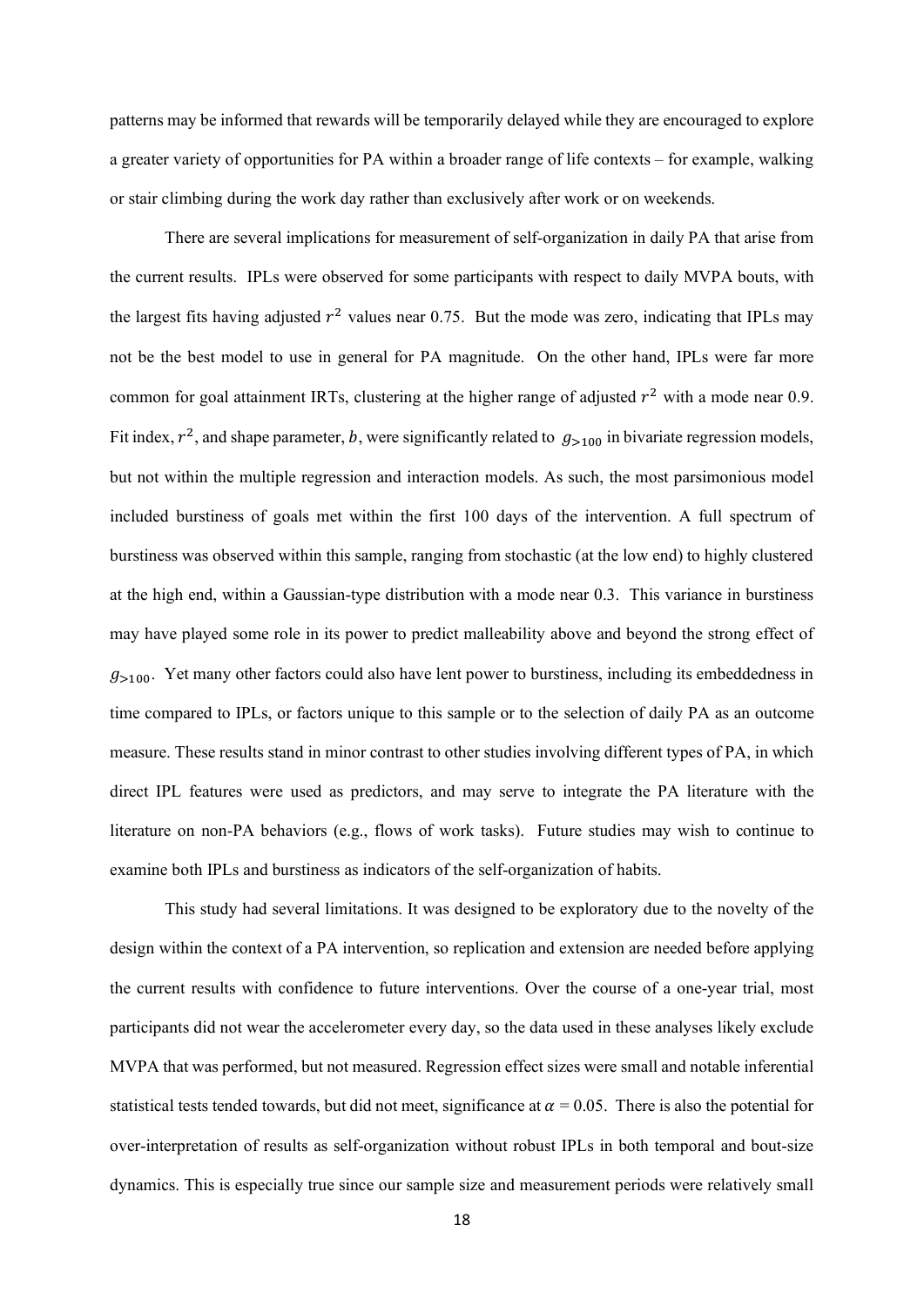patterns may be informed that rewards will be temporarily delayed while they are encouraged to explore a greater variety of opportunities for PA within a broader range of life contexts – for example, walking or stair climbing during the work day rather than exclusively after work or on weekends.

There are several implications for measurement of self-organization in daily PA that arise from the current results. IPLs were observed for some participants with respect to daily MVPA bouts, with the largest fits having adjusted $r^2$ values near 0.75. But the mode was zero, indicating that IPLs may not be the best model to use in general for PA magnitude. On the other hand, IPLs were far more common for goal attainment IRTs, clustering at the higher range of adjusted $r^2$ with a mode near 0.9. Fit index, $r^2$, and shape parameter, $b$, were significantly related to $g_{>100}$ in bivariate regression models, but not within the multiple regression and interaction models. As such, the most parsimonious model included burstiness of goals met within the first 100 days of the intervention. A full spectrum of burstiness was observed within this sample, ranging from stochastic (at the low end) to highly clustered at the high end, within a Gaussian-type distribution with a mode near 0.3. This variance in burstiness may have played some role in its power to predict malleability above and beyond the strong effect of $g_{>100}$. Yet many other factors could also have lent power to burstiness, including its embeddedness in time compared to IPLs, or factors unique to this sample or to the selection of daily PA as an outcome measure. These results stand in minor contrast to other studies involving different types of PA, in which direct IPL features were used as predictors, and may serve to integrate the PA literature with the literature on non-PA behaviors (e.g., flows of work tasks). Future studies may wish to continue to examine both IPLs and burstiness as indicators of the self-organization of habits.

This study had several limitations. It was designed to be exploratory due to the novelty of the design within the context of a PA intervention, so replication and extension are needed before applying the current results with confidence to future interventions. Over the course of a one-year trial, most participants did not wear the accelerometer every day, so the data used in these analyses likely exclude MVPA that was performed, but not measured. Regression effect sizes were small and notable inferential statistical tests tended towards, but did not meet, significance at $\alpha = 0.05$. There is also the potential for over-interpretation of results as self-organization without robust IPLs in both temporal and bout-size dynamics. This is especially true since our sample size and measurement periods were relatively small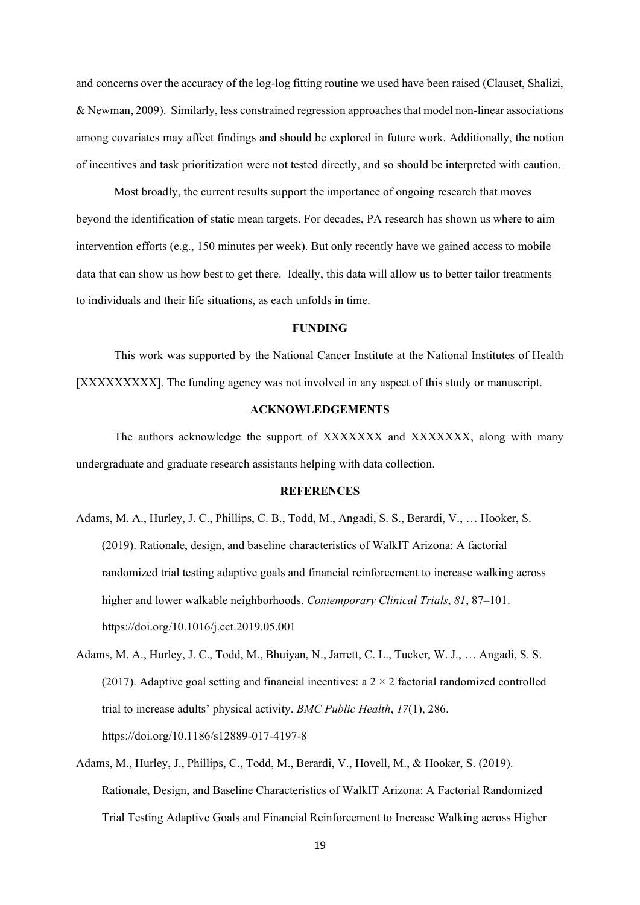and concerns over the accuracy of the log-log fitting routine we used have been raised (Clauset, Shalizi, & Newman, 2009). Similarly, less constrained regression approaches that model non-linear associations among covariates may affect findings and should be explored in future work. Additionally, the notion of incentives and task prioritization were not tested directly, and so should be interpreted with caution.

Most broadly, the current results support the importance of ongoing research that moves beyond the identification of static mean targets. For decades, PA research has shown us where to aim intervention efforts (e.g., 150 minutes per week). But only recently have we gained access to mobile data that can show us how best to get there. Ideally, this data will allow us to better tailor treatments to individuals and their life situations, as each unfolds in time.

## FUNDING

This work was supported by the National Cancer Institute at the National Institutes of Health [XXXXXXXXX]. The funding agency was not involved in any aspect of this study or manuscript.

## ACKNOWLEDGEMENTS

The authors acknowledge the support of XXXXXXX and XXXXXXX, along with many undergraduate and graduate research assistants helping with data collection.

## REFERENCES

Adams, M. A., Hurley, J. C., Phillips, C. B., Todd, M., Angadi, S. S., Berardi, V., … Hooker, S. (2019). Rationale, design, and baseline characteristics of WalkIT Arizona: A factorial randomized trial testing adaptive goals and financial reinforcement to increase walking across higher and lower walkable neighborhoods. *Contemporary Clinical Trials*, *81*, 87–101. https://doi.org/10.1016/j.cct.2019.05.001

Adams, M. A., Hurley, J. C., Todd, M., Bhuiyan, N., Jarrett, C. L., Tucker, W. J., … Angadi, S. S. (2017). Adaptive goal setting and financial incentives: a 2 × 2 factorial randomized controlled trial to increase adults' physical activity. *BMC Public Health*, *17*(1), 286. https://doi.org/10.1186/s12889-017-4197-8

Adams, M., Hurley, J., Phillips, C., Todd, M., Berardi, V., Hovell, M., & Hooker, S. (2019). Rationale, Design, and Baseline Characteristics of WalkIT Arizona: A Factorial Randomized Trial Testing Adaptive Goals and Financial Reinforcement to Increase Walking across Higher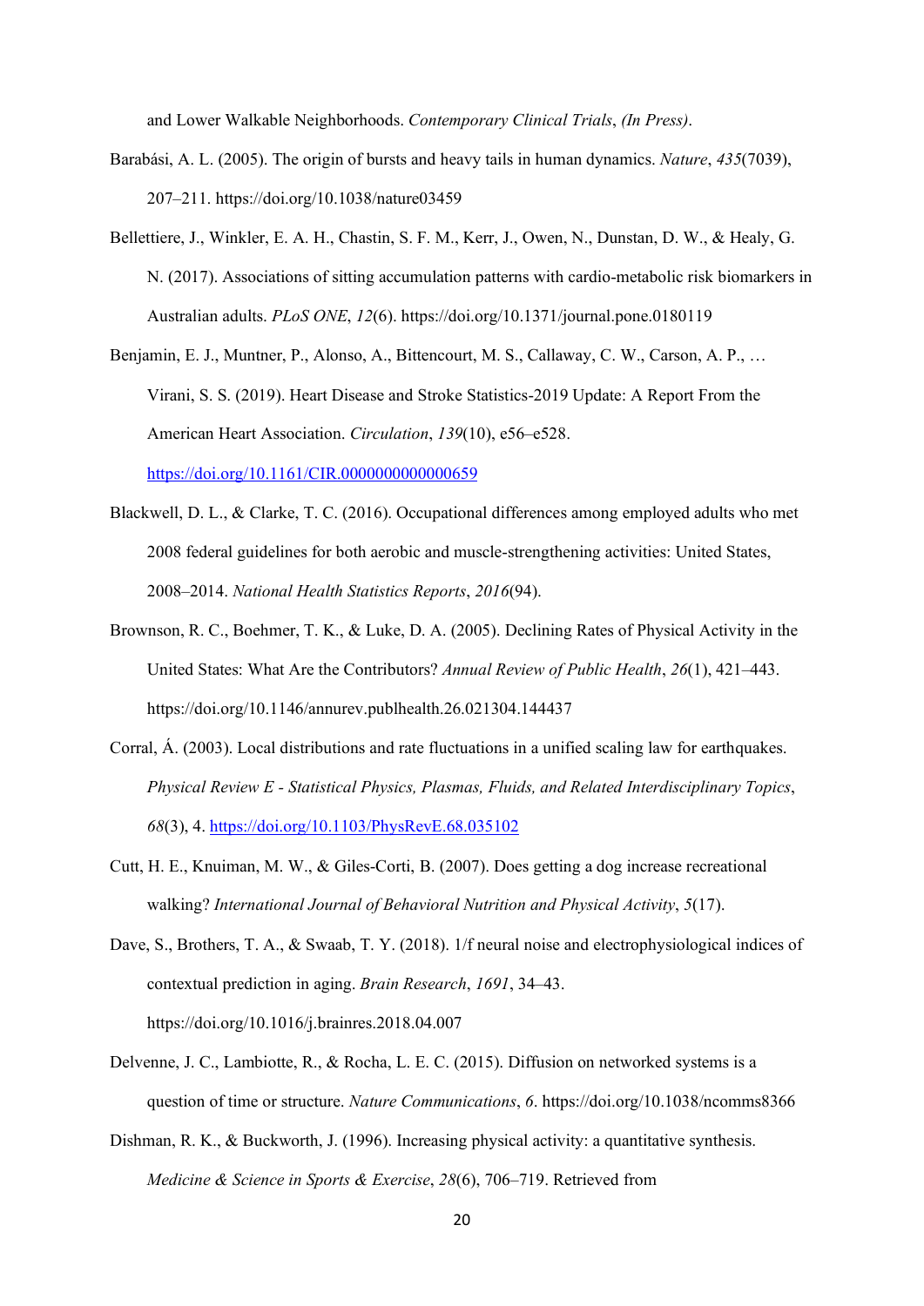and Lower Walkable Neighborhoods. *Contemporary Clinical Trials*, *(In Press)*.

Barabási, A. L. (2005). The origin of bursts and heavy tails in human dynamics. *Nature*, *435*(7039), 207–211. https://doi.org/10.1038/nature03459

Bellettiere, J., Winkler, E. A. H., Chastin, S. F. M., Kerr, J., Owen, N., Dunstan, D. W., & Healy, G. N. (2017). Associations of sitting accumulation patterns with cardio-metabolic risk biomarkers in Australian adults. *PLoS ONE*, *12*(6). https://doi.org/10.1371/journal.pone.0180119

Benjamin, E. J., Muntner, P., Alonso, A., Bittencourt, M. S., Callaway, C. W., Carson, A. P., … Virani, S. S. (2019). Heart Disease and Stroke Statistics-2019 Update: A Report From the American Heart Association. *Circulation*, *139*(10), e56–e528. https://doi.org/10.1161/CIR.0000000000000659

Blackwell, D. L., & Clarke, T. C. (2016). Occupational differences among employed adults who met 2008 federal guidelines for both aerobic and muscle-strengthening activities: United States, 2008–2014. *National Health Statistics Reports*, *2016*(94).

Brownson, R. C., Boehmer, T. K., & Luke, D. A. (2005). Declining Rates of Physical Activity in the United States: What Are the Contributors? *Annual Review of Public Health*, *26*(1), 421–443. https://doi.org/10.1146/annurev.publhealth.26.021304.144437

Corral, Á. (2003). Local distributions and rate fluctuations in a unified scaling law for earthquakes. *Physical Review E - Statistical Physics, Plasmas, Fluids, and Related Interdisciplinary Topics*, *68*(3), 4. https://doi.org/10.1103/PhysRevE.68.035102

Cutt, H. E., Knuiman, M. W., & Giles-Corti, B. (2007). Does getting a dog increase recreational walking? *International Journal of Behavioral Nutrition and Physical Activity*, *5*(17).

Dave, S., Brothers, T. A., & Swaab, T. Y. (2018). 1/f neural noise and electrophysiological indices of contextual prediction in aging. *Brain Research*, *1691*, 34–43. https://doi.org/10.1016/j.brainres.2018.04.007

Delvenne, J. C., Lambiotte, R., & Rocha, L. E. C. (2015). Diffusion on networked systems is a question of time or structure. *Nature Communications*, *6*. https://doi.org/10.1038/ncomms8366

Dishman, R. K., & Buckworth, J. (1996). Increasing physical activity: a quantitative synthesis. *Medicine & Science in Sports & Exercise*, *28*(6), 706–719. Retrieved from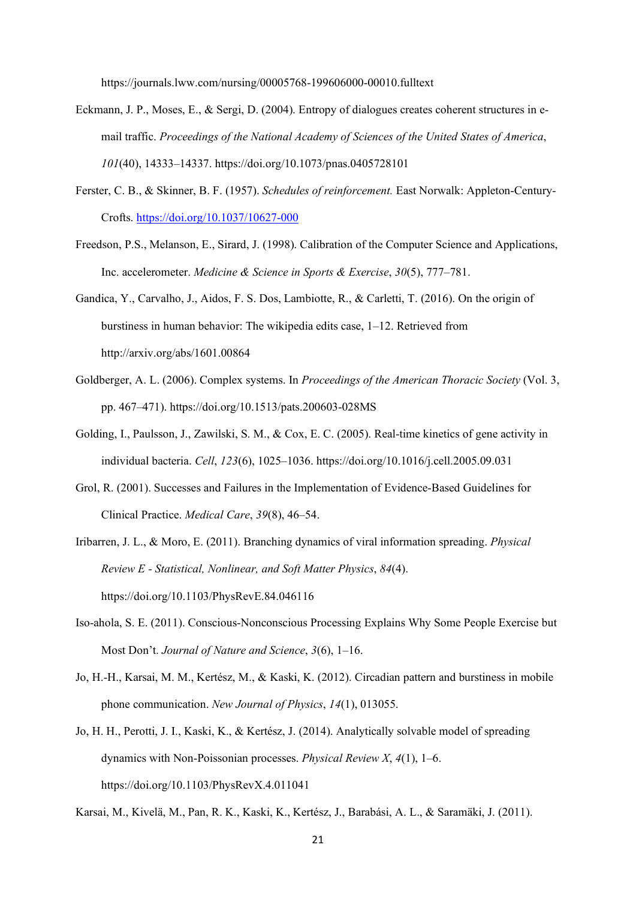https://journals.lww.com/nursing/00005768-199606000-00010.fulltext

Eckmann, J. P., Moses, E., & Sergi, D. (2004). Entropy of dialogues creates coherent structures in e-mail traffic. *Proceedings of the National Academy of Sciences of the United States of America*, *101*(40), 14333–14337. https://doi.org/10.1073/pnas.0405728101

Ferster, C. B., & Skinner, B. F. (1957). *Schedules of reinforcement.* East Norwalk: Appleton-Century-Crofts. https://doi.org/10.1037/10627-000

Freedson, P.S., Melanson, E., Sirard, J. (1998). Calibration of the Computer Science and Applications, Inc. accelerometer. *Medicine & Science in Sports & Exercise*, *30*(5), 777–781.

Gandica, Y., Carvalho, J., Aidos, F. S. Dos, Lambiotte, R., & Carletti, T. (2016). On the origin of burstiness in human behavior: The wikipedia edits case, 1–12. Retrieved from http://arxiv.org/abs/1601.00864

Goldberger, A. L. (2006). Complex systems. In *Proceedings of the American Thoracic Society* (Vol. 3, pp. 467–471). https://doi.org/10.1513/pats.200603-028MS

Golding, I., Paulsson, J., Zawilski, S. M., & Cox, E. C. (2005). Real-time kinetics of gene activity in individual bacteria. *Cell*, *123*(6), 1025–1036. https://doi.org/10.1016/j.cell.2005.09.031

Grol, R. (2001). Successes and Failures in the Implementation of Evidence-Based Guidelines for Clinical Practice. *Medical Care*, *39*(8), 46–54.

Iribarren, J. L., & Moro, E. (2011). Branching dynamics of viral information spreading. *Physical Review E - Statistical, Nonlinear, and Soft Matter Physics*, *84*(4). https://doi.org/10.1103/PhysRevE.84.046116

Iso-ahola, S. E. (2011). Conscious-Nonconscious Processing Explains Why Some People Exercise but Most Don't. *Journal of Nature and Science*, *3*(6), 1–16.

Jo, H.-H., Karsai, M. M., Kertész, M., & Kaski, K. (2012). Circadian pattern and burstiness in mobile phone communication. *New Journal of Physics*, *14*(1), 013055.

Jo, H. H., Perotti, J. I., Kaski, K., & Kertész, J. (2014). Analytically solvable model of spreading dynamics with Non-Poissonian processes. *Physical Review X*, *4*(1), 1–6. https://doi.org/10.1103/PhysRevX.4.011041

Karsai, M., Kivelä, M., Pan, R. K., Kaski, K., Kertész, J., Barabási, A. L., & Saramäki, J. (2011).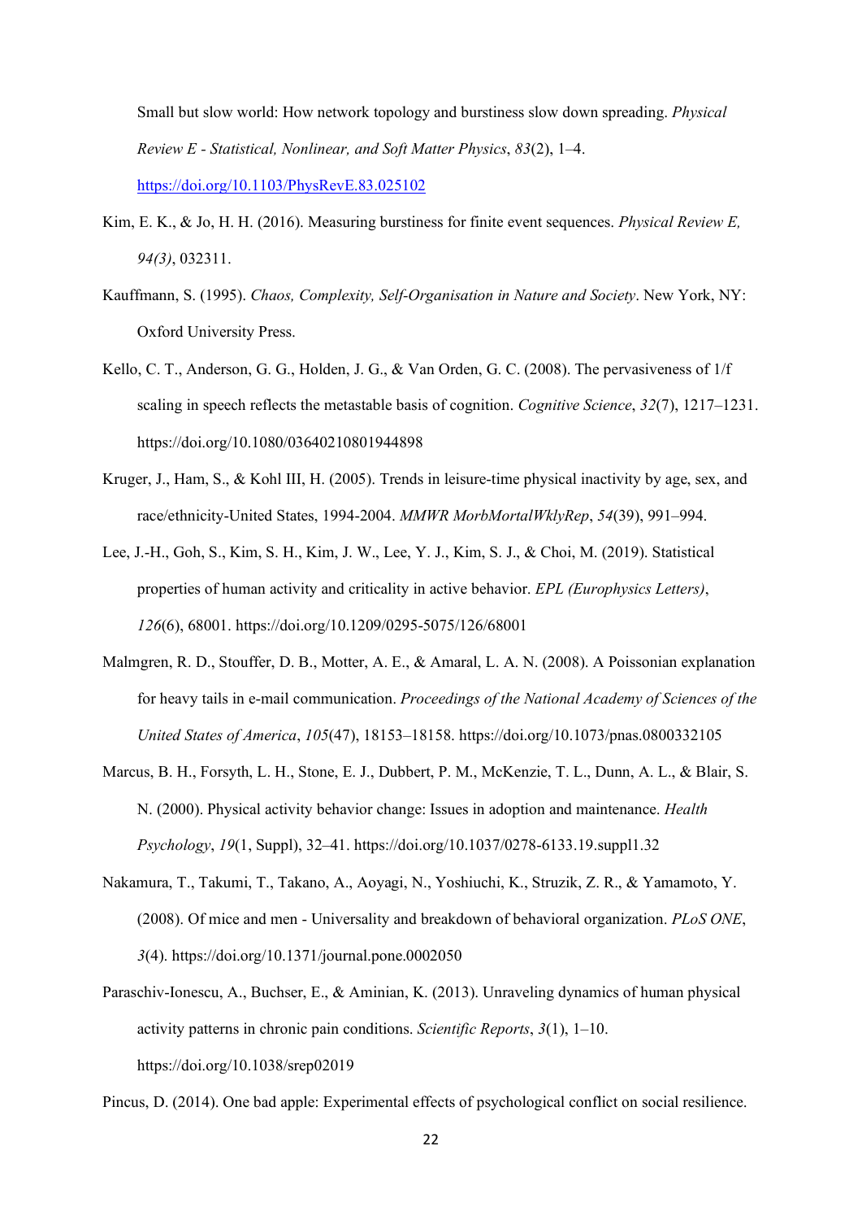Small but slow world: How network topology and burstiness slow down spreading. *Physical Review E - Statistical, Nonlinear, and Soft Matter Physics*, *83*(2), 1–4. https://doi.org/10.1103/PhysRevE.83.025102

Kim, E. K., & Jo, H. H. (2016). Measuring burstiness for finite event sequences. *Physical Review E, 94(3)*, 032311.

Kauffmann, S. (1995). *Chaos, Complexity, Self-Organisation in Nature and Society*. New York, NY: Oxford University Press.

Kello, C. T., Anderson, G. G., Holden, J. G., & Van Orden, G. C. (2008). The pervasiveness of 1/f scaling in speech reflects the metastable basis of cognition. *Cognitive Science*, *32*(7), 1217–1231. https://doi.org/10.1080/03640210801944898

Kruger, J., Ham, S., & Kohl III, H. (2005). Trends in leisure-time physical inactivity by age, sex, and race/ethnicity-United States, 1994-2004. *MMWR MorbMortalWklyRep*, *54*(39), 991–994.

Lee, J.-H., Goh, S., Kim, S. H., Kim, J. W., Lee, Y. J., Kim, S. J., & Choi, M. (2019). Statistical properties of human activity and criticality in active behavior. *EPL (Europhysics Letters)*, *126*(6), 68001. https://doi.org/10.1209/0295-5075/126/68001

Malmgren, R. D., Stouffer, D. B., Motter, A. E., & Amaral, L. A. N. (2008). A Poissonian explanation for heavy tails in e-mail communication. *Proceedings of the National Academy of Sciences of the United States of America*, *105*(47), 18153–18158. https://doi.org/10.1073/pnas.0800332105

Marcus, B. H., Forsyth, L. H., Stone, E. J., Dubbert, P. M., McKenzie, T. L., Dunn, A. L., & Blair, S. N. (2000). Physical activity behavior change: Issues in adoption and maintenance. *Health Psychology*, *19*(1, Suppl), 32–41. https://doi.org/10.1037/0278-6133.19.suppl1.32

Nakamura, T., Takumi, T., Takano, A., Aoyagi, N., Yoshiuchi, K., Struzik, Z. R., & Yamamoto, Y. (2008). Of mice and men - Universality and breakdown of behavioral organization. *PLoS ONE*, *3*(4). https://doi.org/10.1371/journal.pone.0002050

Paraschiv-Ionescu, A., Buchser, E., & Aminian, K. (2013). Unraveling dynamics of human physical activity patterns in chronic pain conditions. *Scientific Reports*, *3*(1), 1–10. https://doi.org/10.1038/srep02019

Pincus, D. (2014). One bad apple: Experimental effects of psychological conflict on social resilience.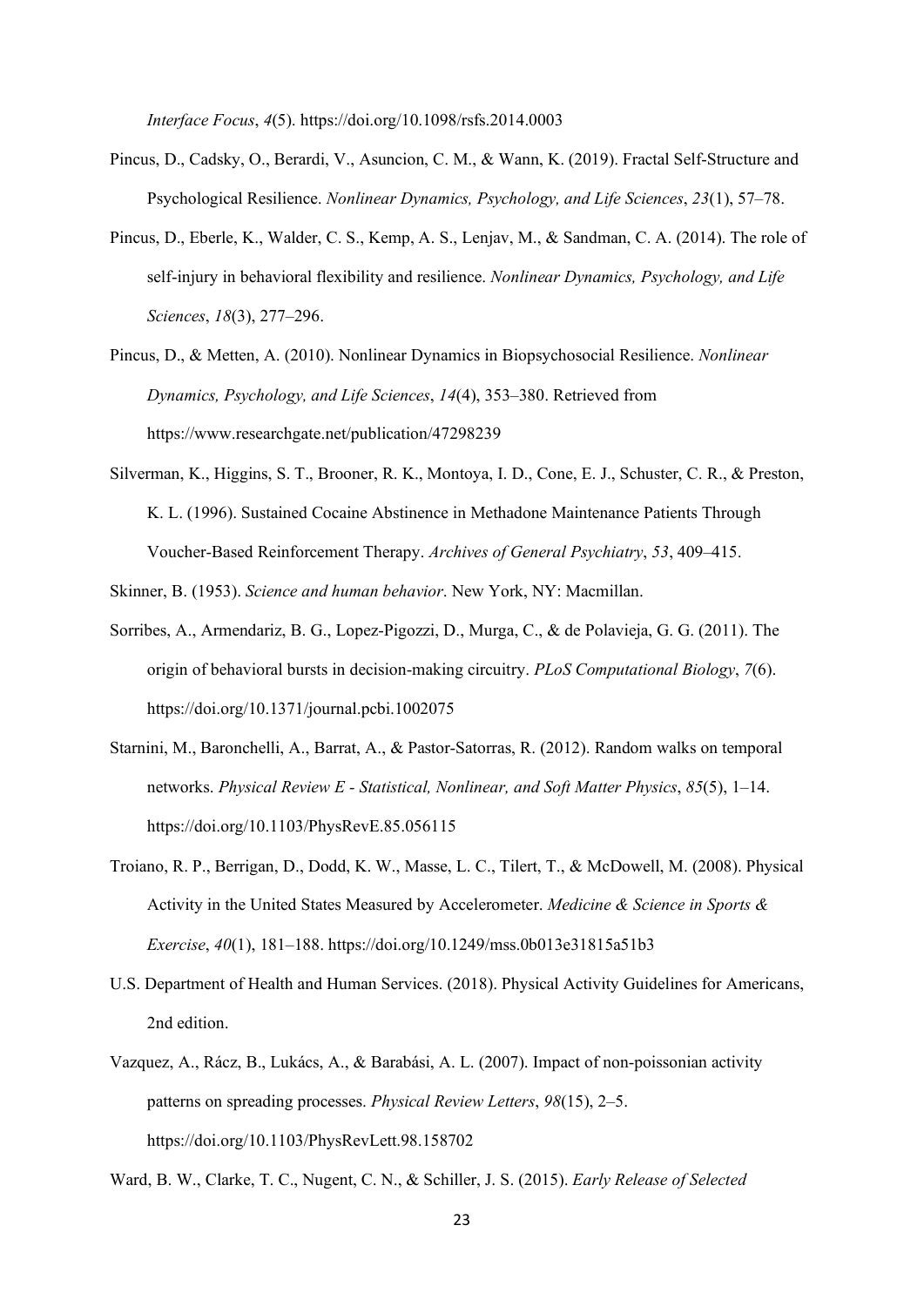*Interface Focus*, *4*(5). https://doi.org/10.1098/rsfs.2014.0003

Pincus, D., Cadsky, O., Berardi, V., Asuncion, C. M., & Wann, K. (2019). Fractal Self-Structure and Psychological Resilience. *Nonlinear Dynamics, Psychology, and Life Sciences*, *23*(1), 57–78.

Pincus, D., Eberle, K., Walder, C. S., Kemp, A. S., Lenjav, M., & Sandman, C. A. (2014). The role of self-injury in behavioral flexibility and resilience. *Nonlinear Dynamics, Psychology, and Life Sciences*, *18*(3), 277–296.

Pincus, D., & Metten, A. (2010). Nonlinear Dynamics in Biopsychosocial Resilience. *Nonlinear Dynamics, Psychology, and Life Sciences*, *14*(4), 353–380. Retrieved from https://www.researchgate.net/publication/47298239

Silverman, K., Higgins, S. T., Brooner, R. K., Montoya, I. D., Cone, E. J., Schuster, C. R., & Preston, K. L. (1996). Sustained Cocaine Abstinence in Methadone Maintenance Patients Through Voucher-Based Reinforcement Therapy. *Archives of General Psychiatry*, *53*, 409–415.

Skinner, B. (1953). *Science and human behavior*. New York, NY: Macmillan.

Sorribes, A., Armendariz, B. G., Lopez-Pigozzi, D., Murga, C., & de Polavieja, G. G. (2011). The origin of behavioral bursts in decision-making circuitry. *PLoS Computational Biology*, *7*(6). https://doi.org/10.1371/journal.pcbi.1002075

Starnini, M., Baronchelli, A., Barrat, A., & Pastor-Satorras, R. (2012). Random walks on temporal networks. *Physical Review E - Statistical, Nonlinear, and Soft Matter Physics*, *85*(5), 1–14. https://doi.org/10.1103/PhysRevE.85.056115

Troiano, R. P., Berrigan, D., Dodd, K. W., Masse, L. C., Tilert, T., & McDowell, M. (2008). Physical Activity in the United States Measured by Accelerometer. *Medicine & Science in Sports & Exercise*, *40*(1), 181–188. https://doi.org/10.1249/mss.0b013e31815a51b3

U.S. Department of Health and Human Services. (2018). Physical Activity Guidelines for Americans, 2nd edition.

Vazquez, A., Rácz, B., Lukács, A., & Barabási, A. L. (2007). Impact of non-poissonian activity patterns on spreading processes. *Physical Review Letters*, *98*(15), 2–5. https://doi.org/10.1103/PhysRevLett.98.158702

Ward, B. W., Clarke, T. C., Nugent, C. N., & Schiller, J. S. (2015). *Early Release of Selected*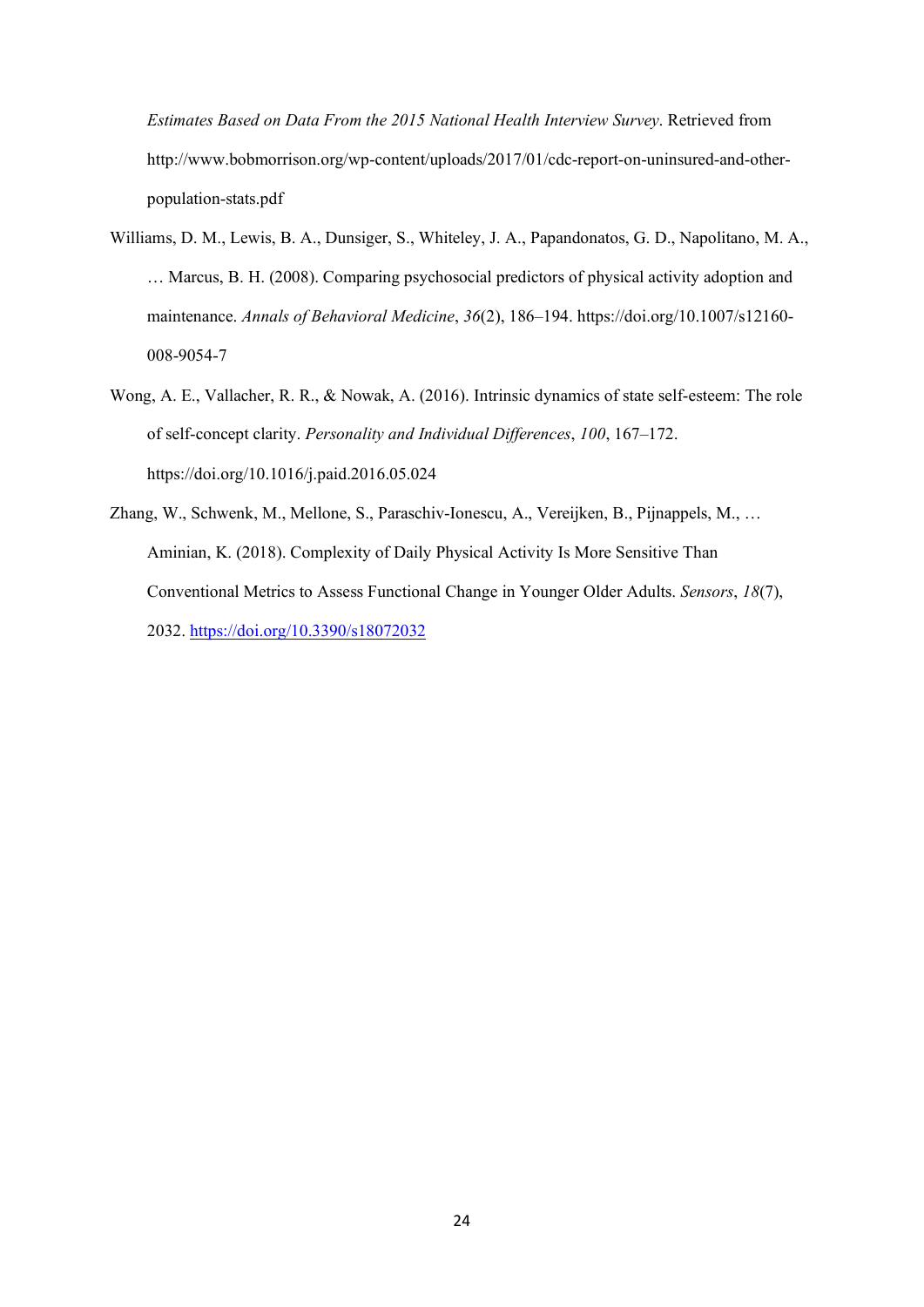*Estimates Based on Data From the 2015 National Health Interview Survey*. Retrieved from http://www.bobmorrison.org/wp-content/uploads/2017/01/cdc-report-on-uninsured-and-other-population-stats.pdf

Williams, D. M., Lewis, B. A., Dunsiger, S., Whiteley, J. A., Papandonatos, G. D., Napolitano, M. A., … Marcus, B. H. (2008). Comparing psychosocial predictors of physical activity adoption and maintenance. *Annals of Behavioral Medicine*, *36*(2), 186–194. https://doi.org/10.1007/s12160-008-9054-7

Wong, A. E., Vallacher, R. R., & Nowak, A. (2016). Intrinsic dynamics of state self-esteem: The role of self-concept clarity. *Personality and Individual Differences*, *100*, 167–172. https://doi.org/10.1016/j.paid.2016.05.024

Zhang, W., Schwenk, M., Mellone, S., Paraschiv-Ionescu, A., Vereijken, B., Pijnappels, M., … Aminian, K. (2018). Complexity of Daily Physical Activity Is More Sensitive Than Conventional Metrics to Assess Functional Change in Younger Older Adults. *Sensors*, *18*(7), 2032. https://doi.org/10.3390/s18072032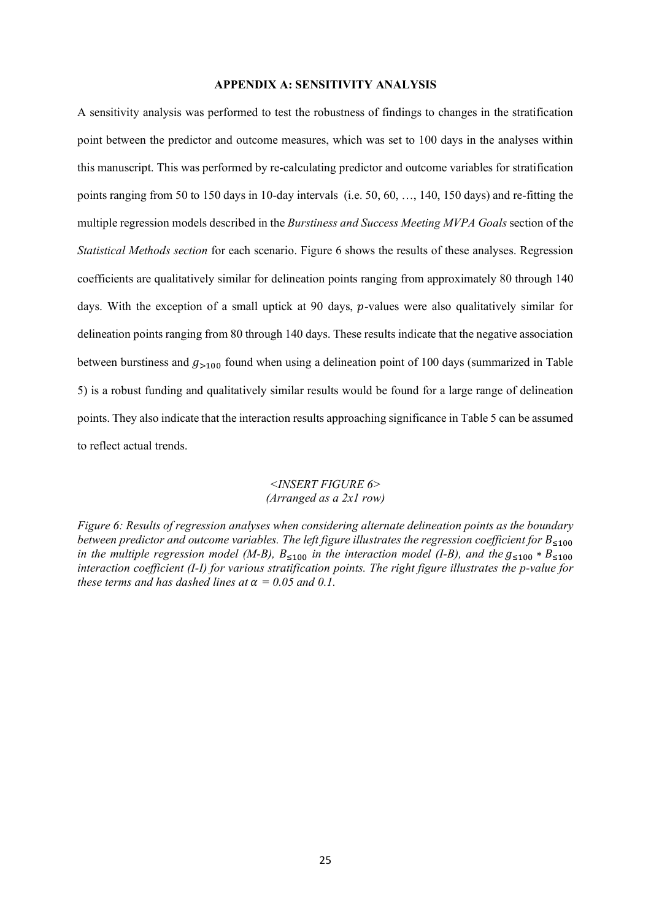**APPENDIX A: SENSITIVITY ANALYSIS**

A sensitivity analysis was performed to test the robustness of findings to changes in the stratification point between the predictor and outcome measures, which was set to 100 days in the analyses within this manuscript. This was performed by re-calculating predictor and outcome variables for stratification points ranging from 50 to 150 days in 10-day intervals (i.e. 50, 60, …, 140, 150 days) and re-fitting the multiple regression models described in the *Burstiness and Success Meeting MVPA Goals* section of the *Statistical Methods section* for each scenario. Figure 6 shows the results of these analyses. Regression coefficients are qualitatively similar for delineation points ranging from approximately 80 through 140 days. With the exception of a small uptick at 90 days, $p$-values were also qualitatively similar for delineation points ranging from 80 through 140 days. These results indicate that the negative association between burstiness and $g_{>100}$ found when using a delineation point of 100 days (summarized in Table 5) is a robust funding and qualitatively similar results would be found for a large range of delineation points. They also indicate that the interaction results approaching significance in Table 5 can be assumed to reflect actual trends.

*<INSERT FIGURE 6>*
*(Arranged as a 2x1 row)*

*Figure 6: Results of regression analyses when considering alternate delineation points as the boundary between predictor and outcome variables. The left figure illustrates the regression coefficient for $B_{\leq 100}$ in the multiple regression model (M-B), $B_{\leq 100}$ in the interaction model (I-B), and the $g_{\leq 100} * B_{\leq 100}$ interaction coefficient (I-I) for various stratification points. The right figure illustrates the p-value for these terms and has dashed lines at $\alpha$ = 0.05 and 0.1.*